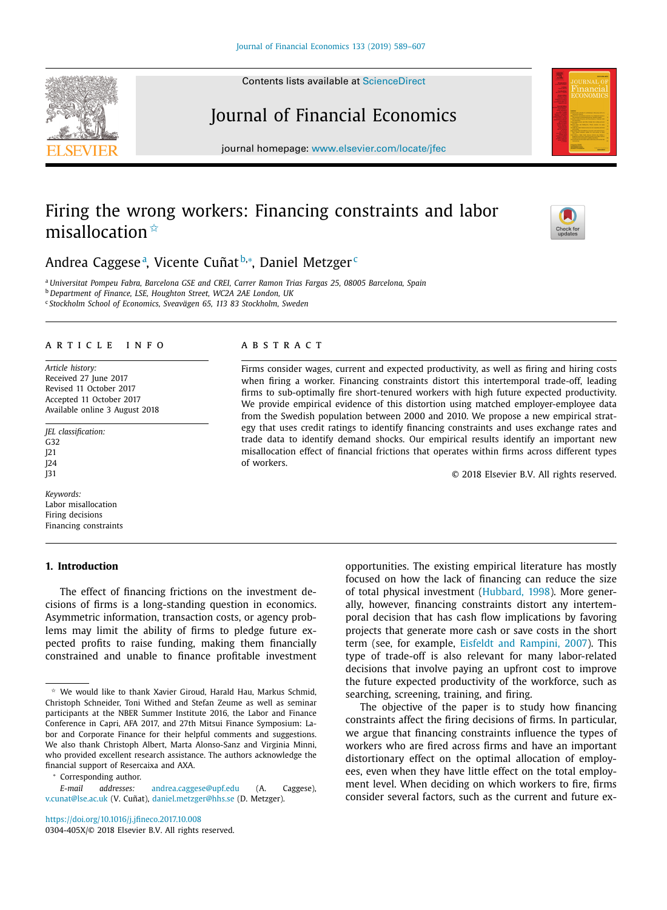# Firing the wrong workers: Financing constraints and labor misallocation ☆

Andrea Caggese[a], Vicente Cuñat[b,*], Daniel Metzger[c]

[a] Universitat Pompeu Fabra, Barcelona GSE and CREI, Carrer Ramon Trias Fargas 25, 08005 Barcelona, Spain
[b] Department of Finance, LSE, Houghton Street, WC2A 2AE London, UK
[c] Stockholm School of Economics, Sveavägen 65, 113 83 Stockholm, Sweden

## ARTICLE INFO

*Article history:*
Received 27 June 2017
Revised 11 October 2017
Accepted 11 October 2017
Available online 3 August 2018

*JEL classification:*
G32
J21
J24
J31

*Keywords:*
Labor misallocation
Firing decisions
Financing constraints

## ABSTRACT

Firms consider wages, current and expected productivity, as well as firing and hiring costs when firing a worker. Financing constraints distort this intertemporal trade-off, leading firms to sub-optimally fire short-tenured workers with high future expected productivity. We provide empirical evidence of this distortion using matched employer-employee data from the Swedish population between 2000 and 2010. We propose a new empirical strategy that uses credit ratings to identify financing constraints and uses exchange rates and trade data to identify demand shocks. Our empirical results identify an important new misallocation effect of financial frictions that operates within firms across different types of workers.

© 2018 Elsevier B.V. All rights reserved.

## 1. Introduction

The effect of financing frictions on the investment decisions of firms is a long-standing question in economics. Asymmetric information, transaction costs, or agency problems may limit the ability of firms to pledge future expected profits to raise funding, making them financially constrained and unable to finance profitable investment opportunities. The existing empirical literature has mostly focused on how the lack of financing can reduce the size of total physical investment (Hubbard, 1998). More generally, however, financing constraints distort any intertemporal decision that has cash flow implications by favoring projects that generate more cash or save costs in the short term (see, for example, Eisfeldt and Rampini, 2007). This type of trade-off is also relevant for many labor-related decisions that involve paying an upfront cost to improve the future expected productivity of the workforce, such as searching, screening, training, and firing.

The objective of the paper is to study how financing constraints affect the firing decisions of firms. In particular, we argue that financing constraints influence the types of workers who are fired across firms and have an important distortionary effect on the optimal allocation of employees, even when they have little effect on the total employment level. When deciding on which workers to fire, firms consider several factors, such as the current and future ex-

☆ We would like to thank Xavier Giroud, Harald Hau, Markus Schmid, Christoph Schneider, Toni Withed and Stefan Zeume as well as seminar participants at the NBER Summer Institute 2016, the Labor and Finance Conference in Capri, AFA 2017, and 27th Mitsui Finance Symposium: Labor and Corporate Finance for their helpful comments and suggestions. We also thank Christoph Albert, Marta Alonso-Sanz and Virginia Minni, who provided excellent research assistance. The authors acknowledge the financial support of Resercaixa and AXA.

\* Corresponding author.

*E-mail addresses:* andrea.caggese@upf.edu (A. Caggese), v.cunat@lse.ac.uk (V. Cuñat), daniel.metzger@hhs.se (D. Metzger).

https://doi.org/10.1016/j.jfineco.2017.10.008
0304-405X/© 2018 Elsevier B.V. All rights reserved.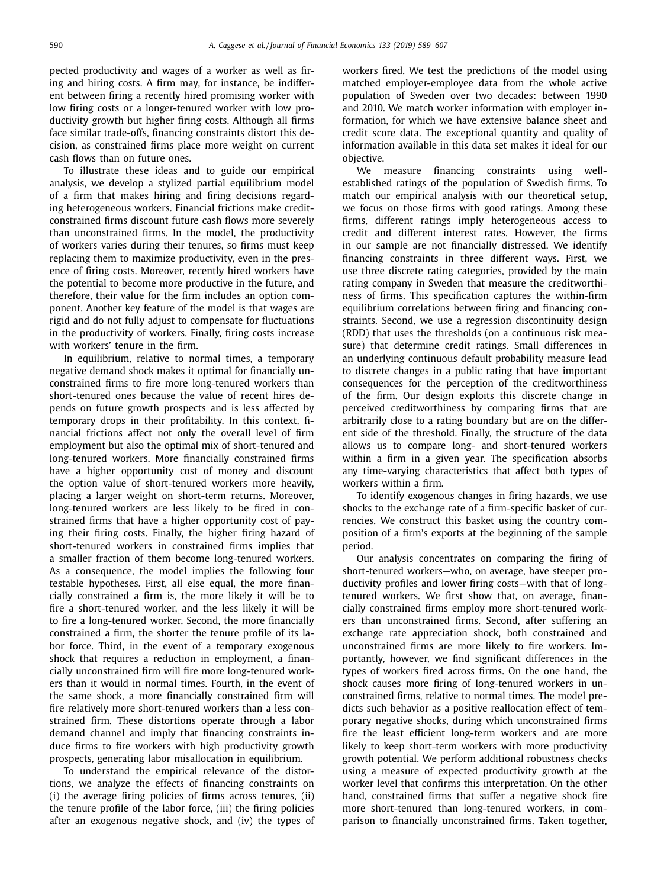pected productivity and wages of a worker as well as firing and hiring costs. A firm may, for instance, be indifferent between firing a recently hired promising worker with low firing costs or a longer-tenured worker with low productivity growth but higher firing costs. Although all firms face similar trade-offs, financing constraints distort this decision, as constrained firms place more weight on current cash flows than on future ones.

To illustrate these ideas and to guide our empirical analysis, we develop a stylized partial equilibrium model of a firm that makes hiring and firing decisions regarding heterogeneous workers. Financial frictions make credit-constrained firms discount future cash flows more severely than unconstrained firms. In the model, the productivity of workers varies during their tenures, so firms must keep replacing them to maximize productivity, even in the presence of firing costs. Moreover, recently hired workers have the potential to become more productive in the future, and therefore, their value for the firm includes an option component. Another key feature of the model is that wages are rigid and do not fully adjust to compensate for fluctuations in the productivity of workers. Finally, firing costs increase with workers' tenure in the firm.

In equilibrium, relative to normal times, a temporary negative demand shock makes it optimal for financially unconstrained firms to fire more long-tenured workers than short-tenured ones because the value of recent hires depends on future growth prospects and is less affected by temporary drops in their profitability. In this context, financial frictions affect not only the overall level of firm employment but also the optimal mix of short-tenured and long-tenured workers. More financially constrained firms have a higher opportunity cost of money and discount the option value of short-tenured workers more heavily, placing a larger weight on short-term returns. Moreover, long-tenured workers are less likely to be fired in constrained firms that have a higher opportunity cost of paying their firing costs. Finally, the higher firing hazard of short-tenured workers in constrained firms implies that a smaller fraction of them become long-tenured workers. As a consequence, the model implies the following four testable hypotheses. First, all else equal, the more financially constrained a firm is, the more likely it will be to fire a short-tenured worker, and the less likely it will be to fire a long-tenured worker. Second, the more financially constrained a firm, the shorter the tenure profile of its labor force. Third, in the event of a temporary exogenous shock that requires a reduction in employment, a financially unconstrained firm will fire more long-tenured workers than it would in normal times. Fourth, in the event of the same shock, a more financially constrained firm will fire relatively more short-tenured workers than a less constrained firm. These distortions operate through a labor demand channel and imply that financing constraints induce firms to fire workers with high productivity growth prospects, generating labor misallocation in equilibrium.

To understand the empirical relevance of the distortions, we analyze the effects of financing constraints on (i) the average firing policies of firms across tenures, (ii) the tenure profile of the labor force, (iii) the firing policies after an exogenous negative shock, and (iv) the types of workers fired. We test the predictions of the model using matched employer-employee data from the whole active population of Sweden over two decades: between 1990 and 2010. We match worker information with employer information, for which we have extensive balance sheet and credit score data. The exceptional quantity and quality of information available in this data set makes it ideal for our objective.

We measure financing constraints using well-established ratings of the population of Swedish firms. To match our empirical analysis with our theoretical setup, we focus on those firms with good ratings. Among these firms, different ratings imply heterogeneous access to credit and different interest rates. However, the firms in our sample are not financially distressed. We identify financing constraints in three different ways. First, we use three discrete rating categories, provided by the main rating company in Sweden that measure the creditworthiness of firms. This specification captures the within-firm equilibrium correlations between firing and financing constraints. Second, we use a regression discontinuity design (RDD) that uses the thresholds (on a continuous risk measure) that determine credit ratings. Small differences in an underlying continuous default probability measure lead to discrete changes in a public rating that have important consequences for the perception of the creditworthiness of the firm. Our design exploits this discrete change in perceived creditworthiness by comparing firms that are arbitrarily close to a rating boundary but are on the different side of the threshold. Finally, the structure of the data allows us to compare long- and short-tenured workers within a firm in a given year. The specification absorbs any time-varying characteristics that affect both types of workers within a firm.

To identify exogenous changes in firing hazards, we use shocks to the exchange rate of a firm-specific basket of currencies. We construct this basket using the country composition of a firm's exports at the beginning of the sample period.

Our analysis concentrates on comparing the firing of short-tenured workers—who, on average, have steeper productivity profiles and lower firing costs—with that of long-tenured workers. We first show that, on average, financially constrained firms employ more short-tenured workers than unconstrained firms. Second, after suffering an exchange rate appreciation shock, both constrained and unconstrained firms are more likely to fire workers. Importantly, however, we find significant differences in the types of workers fired across firms. On the one hand, the shock causes more firing of long-tenured workers in unconstrained firms, relative to normal times. The model predicts such behavior as a positive reallocation effect of temporary negative shocks, during which unconstrained firms fire the least efficient long-term workers and are more likely to keep short-term workers with more productivity growth potential. We perform additional robustness checks using a measure of expected productivity growth at the worker level that confirms this interpretation. On the other hand, constrained firms that suffer a negative shock fire more short-tenured than long-tenured workers, in comparison to financially unconstrained firms. Taken together,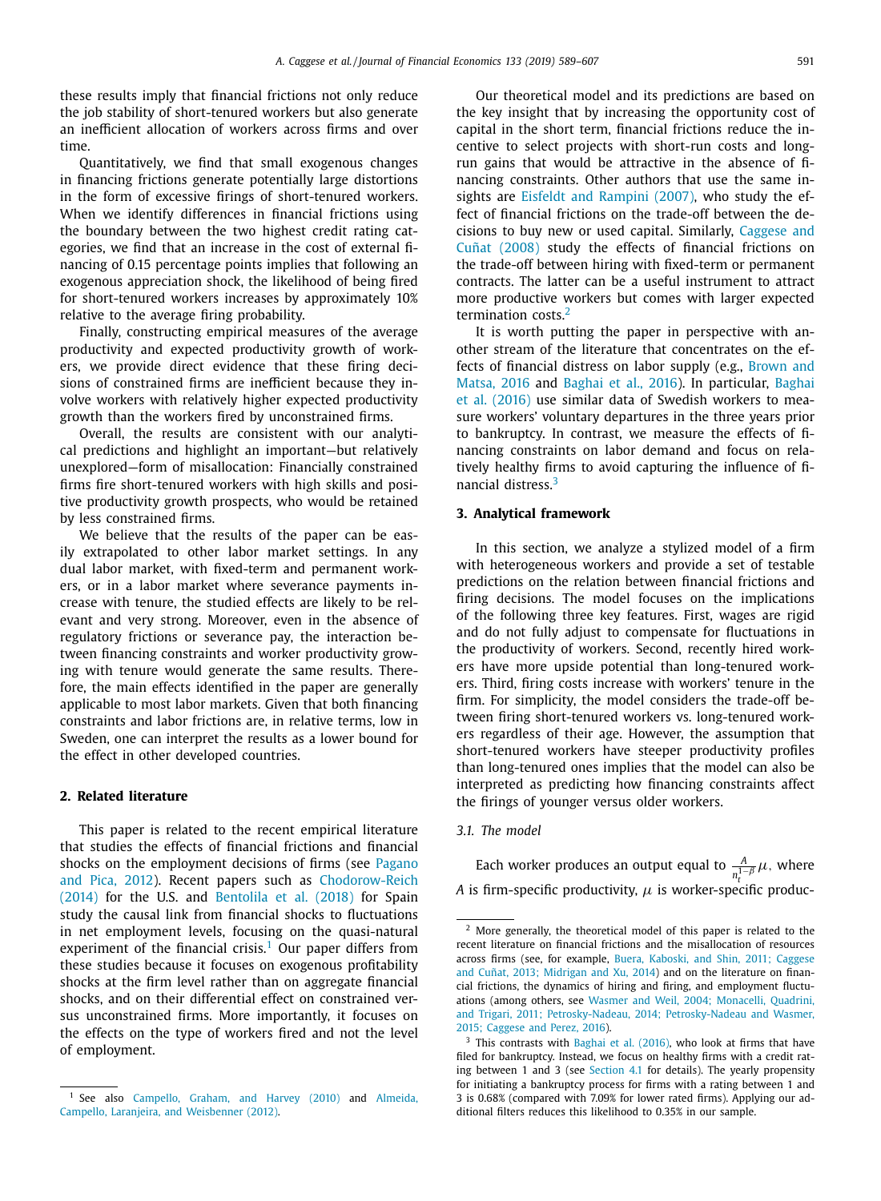these results imply that financial frictions not only reduce the job stability of short-tenured workers but also generate an inefficient allocation of workers across firms and over time.

Quantitatively, we find that small exogenous changes in financing frictions generate potentially large distortions in the form of excessive firings of short-tenured workers. When we identify differences in financial frictions using the boundary between the two highest credit rating categories, we find that an increase in the cost of external financing of 0.15 percentage points implies that following an exogenous appreciation shock, the likelihood of being fired for short-tenured workers increases by approximately 10% relative to the average firing probability.

Finally, constructing empirical measures of the average productivity and expected productivity growth of workers, we provide direct evidence that these firing decisions of constrained firms are inefficient because they involve workers with relatively higher expected productivity growth than the workers fired by unconstrained firms.

Overall, the results are consistent with our analytical predictions and highlight an important—but relatively unexplored—form of misallocation: Financially constrained firms fire short-tenured workers with high skills and positive productivity growth prospects, who would be retained by less constrained firms.

We believe that the results of the paper can be easily extrapolated to other labor market settings. In any dual labor market, with fixed-term and permanent workers, or in a labor market where severance payments increase with tenure, the studied effects are likely to be relevant and very strong. Moreover, even in the absence of regulatory frictions or severance pay, the interaction between financing constraints and worker productivity growing with tenure would generate the same results. Therefore, the main effects identified in the paper are generally applicable to most labor markets. Given that both financing constraints and labor frictions are, in relative terms, low in Sweden, one can interpret the results as a lower bound for the effect in other developed countries.

## 2. Related literature

This paper is related to the recent empirical literature that studies the effects of financial frictions and financial shocks on the employment decisions of firms (see Pagano and Pica, 2012). Recent papers such as Chodorow-Reich (2014) for the U.S. and Bentolila et al. (2018) for Spain study the causal link from financial shocks to fluctuations in net employment levels, focusing on the quasi-natural experiment of the financial crisis.[1] Our paper differs from these studies because it focuses on exogenous profitability shocks at the firm level rather than on aggregate financial shocks, and on their differential effect on constrained versus unconstrained firms. More importantly, it focuses on the effects on the type of workers fired and not the level of employment.

Our theoretical model and its predictions are based on the key insight that by increasing the opportunity cost of capital in the short term, financial frictions reduce the incentive to select projects with short-run costs and long-run gains that would be attractive in the absence of financing constraints. Other authors that use the same insights are Eisfeldt and Rampini (2007), who study the effect of financial frictions on the trade-off between the decisions to buy new or used capital. Similarly, Caggese and Cuñat (2008) study the effects of financial frictions on the trade-off between hiring with fixed-term or permanent contracts. The latter can be a useful instrument to attract more productive workers but comes with larger expected termination costs.[2]

It is worth putting the paper in perspective with another stream of the literature that concentrates on the effects of financial distress on labor supply (e.g., Brown and Matsa, 2016 and Baghai et al., 2016). In particular, Baghai et al. (2016) use similar data of Swedish workers to measure workers' voluntary departures in the three years prior to bankruptcy. In contrast, we measure the effects of financing constraints on labor demand and focus on relatively healthy firms to avoid capturing the influence of financial distress.[3]

## 3. Analytical framework

In this section, we analyze a stylized model of a firm with heterogeneous workers and provide a set of testable predictions on the relation between financial frictions and firing decisions. The model focuses on the implications of the following three key features. First, wages are rigid and do not fully adjust to compensate for fluctuations in the productivity of workers. Second, recently hired workers have more upside potential than long-tenured workers. Third, firing costs increase with workers' tenure in the firm. For simplicity, the model considers the trade-off between firing short-tenured workers vs. long-tenured workers regardless of their age. However, the assumption that short-tenured workers have steeper productivity profiles than long-tenured ones implies that the model can also be interpreted as predicting how financing constraints affect the firings of younger versus older workers.

### 3.1. The model

Each worker produces an output equal to $\frac{A}{n_t^{1-\beta}}\mu$, where $A$ is firm-specific productivity, $\mu$ is worker-specific produc-

---

[1] See also Campello, Graham, and Harvey (2010) and Almeida, Campello, Laranjeira, and Weisbenner (2012).

[2] More generally, the theoretical model of this paper is related to the recent literature on financial frictions and the misallocation of resources across firms (see, for example, Buera, Kaboski, and Shin, 2011; Caggese and Cuñat, 2013; Midrigan and Xu, 2014) and on the literature on financial frictions, the dynamics of hiring and firing, and employment fluctuations (among others, see Wasmer and Weil, 2004; Monacelli, Quadrini, and Trigari, 2011; Petrosky-Nadeau, 2014; Petrosky-Nadeau and Wasmer, 2015; Caggese and Perez, 2016).

[3] This contrasts with Baghai et al. (2016), who look at firms that have filed for bankruptcy. Instead, we focus on healthy firms with a credit rating between 1 and 3 (see Section 4.1 for details). The yearly propensity for initiating a bankruptcy process for firms with a rating between 1 and 3 is 0.68% (compared with 7.09% for lower rated firms). Applying our additional filters reduces this likelihood to 0.35% in our sample.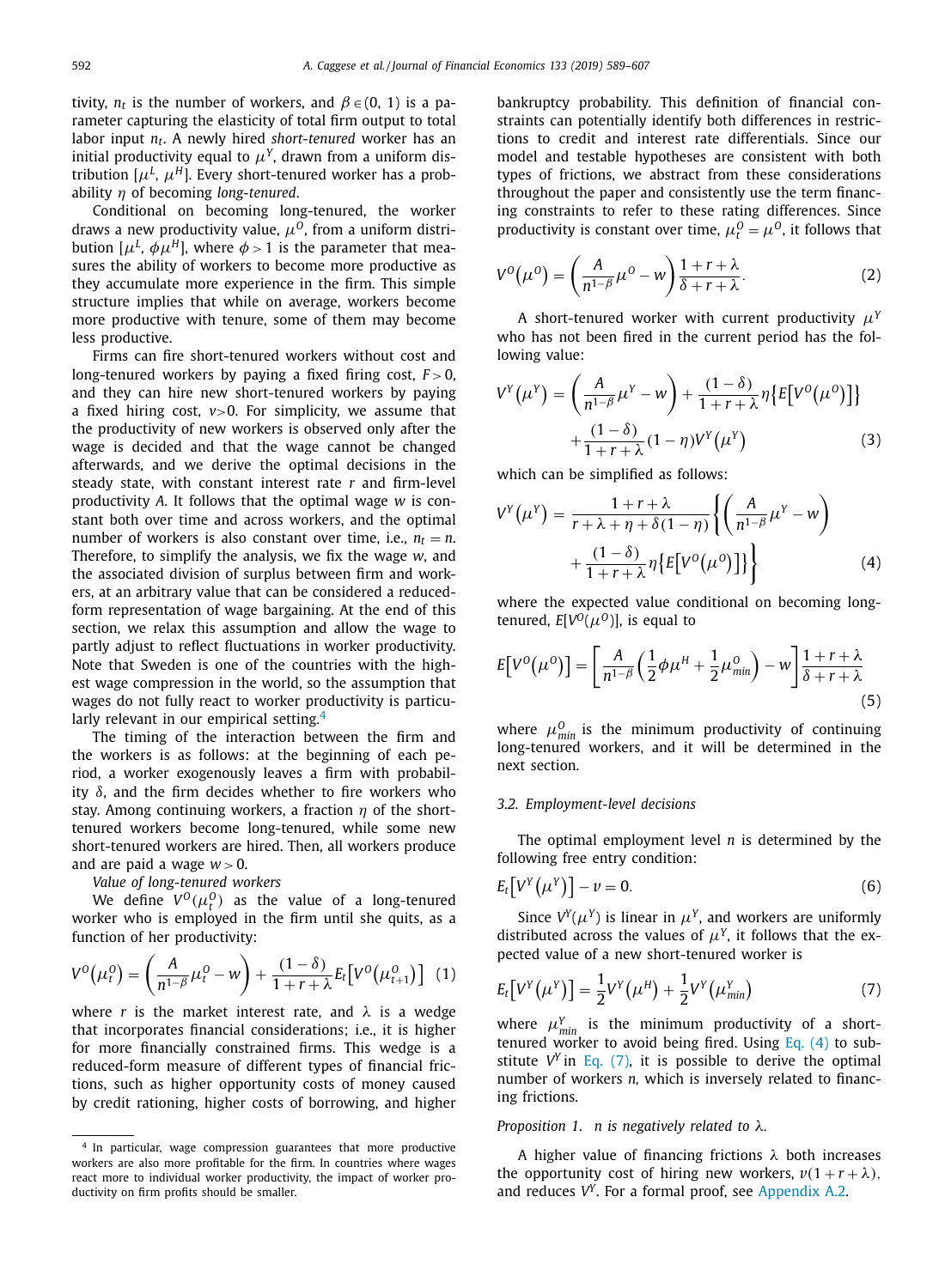tivity, $n_t$ is the number of workers, and $\beta \in (0, 1)$ is a parameter capturing the elasticity of total firm output to total labor input $n_t$. A newly hired *short-tenured* worker has an initial productivity equal to $\mu^Y$, drawn from a uniform distribution $[\mu^L, \mu^H]$. Every short-tenured worker has a probability $\eta$ of becoming *long-tenured*.

Conditional on becoming long-tenured, the worker draws a new productivity value, $\mu^O$, from a uniform distribution $[\mu^L, \phi\mu^H]$, where $\phi > 1$ is the parameter that measures the ability of workers to become more productive as they accumulate more experience in the firm. This simple structure implies that while on average, workers become more productive with tenure, some of them may become less productive.

Firms can fire short-tenured workers without cost and long-tenured workers by paying a fixed firing cost, $F > 0$, and they can hire new short-tenured workers by paying a fixed hiring cost, $v > 0$. For simplicity, we assume that the productivity of new workers is observed only after the wage is decided and that the wage cannot be changed afterwards, and we derive the optimal decisions in the steady state, with constant interest rate $r$ and firm-level productivity $A$. It follows that the optimal wage $w$ is constant both over time and across workers, and the optimal number of workers is also constant over time, i.e., $n_t = n$. Therefore, to simplify the analysis, we fix the wage $w$, and the associated division of surplus between firm and workers, at an arbitrary value that can be considered a reduced-form representation of wage bargaining. At the end of this section, we relax this assumption and allow the wage to partly adjust to reflect fluctuations in worker productivity. Note that Sweden is one of the countries with the highest wage compression in the world, so the assumption that wages do not fully react to worker productivity is particularly relevant in our empirical setting.[4]

The timing of the interaction between the firm and the workers is as follows: at the beginning of each period, a worker exogenously leaves a firm with probability $\delta$, and the firm decides whether to fire workers who stay. Among continuing workers, a fraction $\eta$ of the short-tenured workers become long-tenured, while some new short-tenured workers are hired. Then, all workers produce and are paid a wage $w > 0$.

*Value of long-tenured workers*

We define $V^O(\mu_t^O)$ as the value of a long-tenured worker who is employed in the firm until she quits, as a function of her productivity:

$$V^O(\mu_t^O) = \left(\frac{A}{n^{1-\beta}}\mu_t^O - w\right) + \frac{(1-\delta)}{1+r+\lambda}E_t\left[V^O(\mu_{t+1}^O)\right] \quad (1)$$

where $r$ is the market interest rate, and $\lambda$ is a wedge that incorporates financial considerations; i.e., it is higher for more financially constrained firms. This wedge is a reduced-form measure of different types of financial frictions, such as higher opportunity costs of money caused by credit rationing, higher costs of borrowing, and higher bankruptcy probability. This definition of financial constraints can potentially identify both differences in restrictions to credit and interest rate differentials. Since our model and testable hypotheses are consistent with both types of frictions, we abstract from these considerations throughout the paper and consistently use the term financing constraints to refer to these rating differences. Since productivity is constant over time, $\mu_t^O = \mu^O$, it follows that

$$V^O(\mu^O) = \left(\frac{A}{n^{1-\beta}}\mu^O - w\right)\frac{1+r+\lambda}{\delta+r+\lambda}. \quad (2)$$

A short-tenured worker with current productivity $\mu^Y$ who has not been fired in the current period has the following value:

$$V^Y(\mu^Y) = \left(\frac{A}{n^{1-\beta}}\mu^Y - w\right) + \frac{(1-\delta)}{1+r+\lambda}\eta\left\{E\left[V^O(\mu^O)\right]\right\} + \frac{(1-\delta)}{1+r+\lambda}(1-\eta)V^Y(\mu^Y) \quad (3)$$

which can be simplified as follows:

$$V^Y(\mu^Y) = \frac{1+r+\lambda}{r+\lambda+\eta+\delta(1-\eta)}\left\{\left(\frac{A}{n^{1-\beta}}\mu^Y - w\right) + \frac{(1-\delta)}{1+r+\lambda}\eta\left\{E\left[V^O(\mu^O)\right]\right\}\right\} \quad (4)$$

where the expected value conditional on becoming long-tenured, $E[V^O(\mu^O)]$, is equal to

$$E\left[V^O(\mu^O)\right] = \left[\frac{A}{n^{1-\beta}}\left(\frac{1}{2}\phi\mu^H + \frac{1}{2}\mu^O_{min}\right) - w\right]\frac{1+r+\lambda}{\delta+r+\lambda} \quad (5)$$

where $\mu^O_{min}$ is the minimum productivity of continuing long-tenured workers, and it will be determined in the next section.

### 3.2. Employment-level decisions

The optimal employment level $n$ is determined by the following free entry condition:

$$E_t\left[V^Y(\mu^Y)\right] - v = 0. \quad (6)$$

Since $V^Y(\mu^Y)$ is linear in $\mu^Y$, and workers are uniformly distributed across the values of $\mu^Y$, it follows that the expected value of a new short-tenured worker is

$$E_t\left[V^Y(\mu^Y)\right] = \frac{1}{2}V^Y(\mu^H) + \frac{1}{2}V^Y(\mu^Y_{min}) \quad (7)$$

where $\mu^Y_{min}$ is the minimum productivity of a short-tenured worker to avoid being fired. Using Eq. (4) to substitute $V^Y$ in Eq. (7), it is possible to derive the optimal number of workers $n$, which is inversely related to financing frictions.

*Proposition 1.* $n$ *is negatively related to* $\lambda$.

A higher value of financing frictions $\lambda$ both increases the opportunity cost of hiring new workers, $v(1 + r + \lambda)$, and reduces $V^Y$. For a formal proof, see Appendix A.2.

[4] In particular, wage compression guarantees that more productive workers are also more profitable for the firm. In countries where wages react more to individual worker productivity, the impact of worker productivity on firm profits should be smaller.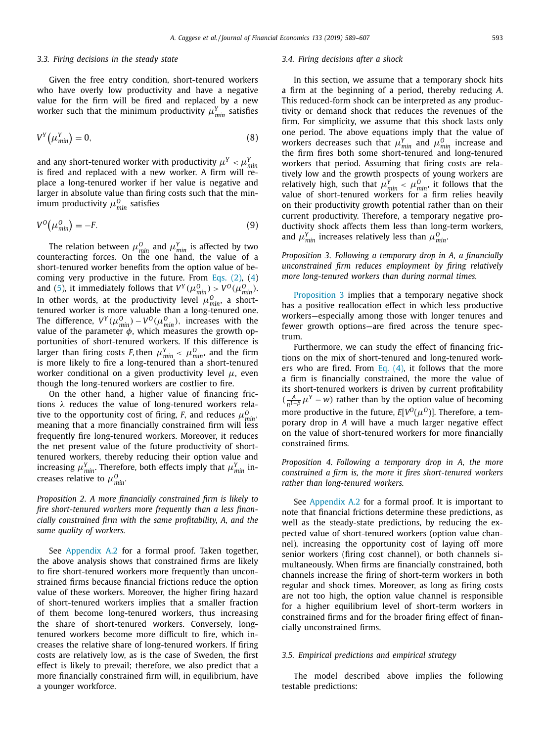### 3.3. Firing decisions in the steady state

Given the free entry condition, short-tenured workers who have overly low productivity and have a negative value for the firm will be fired and replaced by a new worker such that the minimum productivity $\mu^{Y}_{min}$ satisfies

$$V^{Y}\left(\mu^{Y}_{min}\right) = 0, \tag{8}$$

and any short-tenured worker with productivity $\mu^{Y} < \mu^{Y}_{min}$ is fired and replaced with a new worker. A firm will replace a long-tenured worker if her value is negative and larger in absolute value than firing costs such that the minimum productivity $\mu^{O}_{min}$ satisfies

$$V^{O}\left(\mu^{O}_{min}\right) = -F. \tag{9}$$

The relation between $\mu^{O}_{min}$ and $\mu^{Y}_{min}$ is affected by two counteracting forces. On the one hand, the value of a short-tenured worker benefits from the option value of becoming very productive in the future. From Eqs. (2), (4) and (5), it immediately follows that $V^{Y}(\mu^{O}_{min}) > V^{O}(\mu^{O}_{min})$. In other words, at the productivity level $\mu^{O}_{min}$, a short-tenured worker is more valuable than a long-tenured one. The difference, $V^{Y}(\mu^{O}_{min}) - V^{O}(\mu^{O}_{min})$, increases with the value of the parameter $\phi$, which measures the growth opportunities of short-tenured workers. If this difference is larger than firing costs $F$, then $\mu^{Y}_{min} < \mu^{O}_{min}$, and the firm is more likely to fire a long-tenured than a short-tenured worker conditional on a given productivity level $\mu$, even though the long-tenured workers are costlier to fire.

On the other hand, a higher value of financing frictions $\lambda$ reduces the value of long-tenured workers relative to the opportunity cost of firing, $F$, and reduces $\mu^{O}_{min}$, meaning that a more financially constrained firm will less frequently fire long-tenured workers. Moreover, it reduces the net present value of the future productivity of short-tenured workers, thereby reducing their option value and increasing $\mu^{Y}_{min}$. Therefore, both effects imply that $\mu^{Y}_{min}$ increases relative to $\mu^{O}_{min}$.

*Proposition 2. A more financially constrained firm is likely to fire short-tenured workers more frequently than a less financially constrained firm with the same profitability, A, and the same quality of workers.*

See Appendix A.2 for a formal proof. Taken together, the above analysis shows that constrained firms are likely to fire short-tenured workers more frequently than unconstrained firms because financial frictions reduce the option value of these workers. Moreover, the higher firing hazard of short-tenured workers implies that a smaller fraction of them become long-tenured workers, thus increasing the share of short-tenured workers. Conversely, long-tenured workers become more difficult to fire, which increases the relative share of long-tenured workers. If firing costs are relatively low, as is the case of Sweden, the first effect is likely to prevail; therefore, we also predict that a more financially constrained firm will, in equilibrium, have a younger workforce.

### 3.4. Firing decisions after a shock

In this section, we assume that a temporary shock hits a firm at the beginning of a period, thereby reducing $A$. This reduced-form shock can be interpreted as any productivity or demand shock that reduces the revenues of the firm. For simplicity, we assume that this shock lasts only one period. The above equations imply that the value of workers decreases such that $\mu^{Y}_{min}$ and $\mu^{O}_{min}$ increase and the firm fires both some short-tenured and long-tenured workers that period. Assuming that firing costs are relatively low and the growth prospects of young workers are relatively high, such that $\mu^{Y}_{min} < \mu^{O}_{min}$, it follows that the value of short-tenured workers for a firm relies heavily on their productivity growth potential rather than on their current productivity. Therefore, a temporary negative productivity shock affects them less than long-term workers, and $\mu^{Y}_{min}$ increases relatively less than $\mu^{O}_{min}$.

*Proposition 3. Following a temporary drop in A, a financially unconstrained firm reduces employment by firing relatively more long-tenured workers than during normal times.*

Proposition 3 implies that a temporary negative shock has a positive reallocation effect in which less productive workers—especially among those with longer tenures and fewer growth options—are fired across the tenure spectrum.

Furthermore, we can study the effect of financing frictions on the mix of short-tenured and long-tenured workers who are fired. From Eq. (4), it follows that the more a firm is financially constrained, the more the value of its short-tenured workers is driven by current profitability ($\frac{A}{n^{1-\beta}}\mu^{Y} - w$) rather than by the option value of becoming more productive in the future, $E[V^{O}(\mu^{O})]$. Therefore, a temporary drop in $A$ will have a much larger negative effect on the value of short-tenured workers for more financially constrained firms.

*Proposition 4. Following a temporary drop in A, the more constrained a firm is, the more it fires short-tenured workers rather than long-tenured workers.*

See Appendix A.2 for a formal proof. It is important to note that financial frictions determine these predictions, as well as the steady-state predictions, by reducing the expected value of short-tenured workers (option value channel), increasing the opportunity cost of laying off more senior workers (firing cost channel), or both channels simultaneously. When firms are financially constrained, both channels increase the firing of short-term workers in both regular and shock times. Moreover, as long as firing costs are not too high, the option value channel is responsible for a higher equilibrium level of short-term workers in constrained firms and for the broader firing effect of financially unconstrained firms.

### 3.5. Empirical predictions and empirical strategy

The model described above implies the following testable predictions: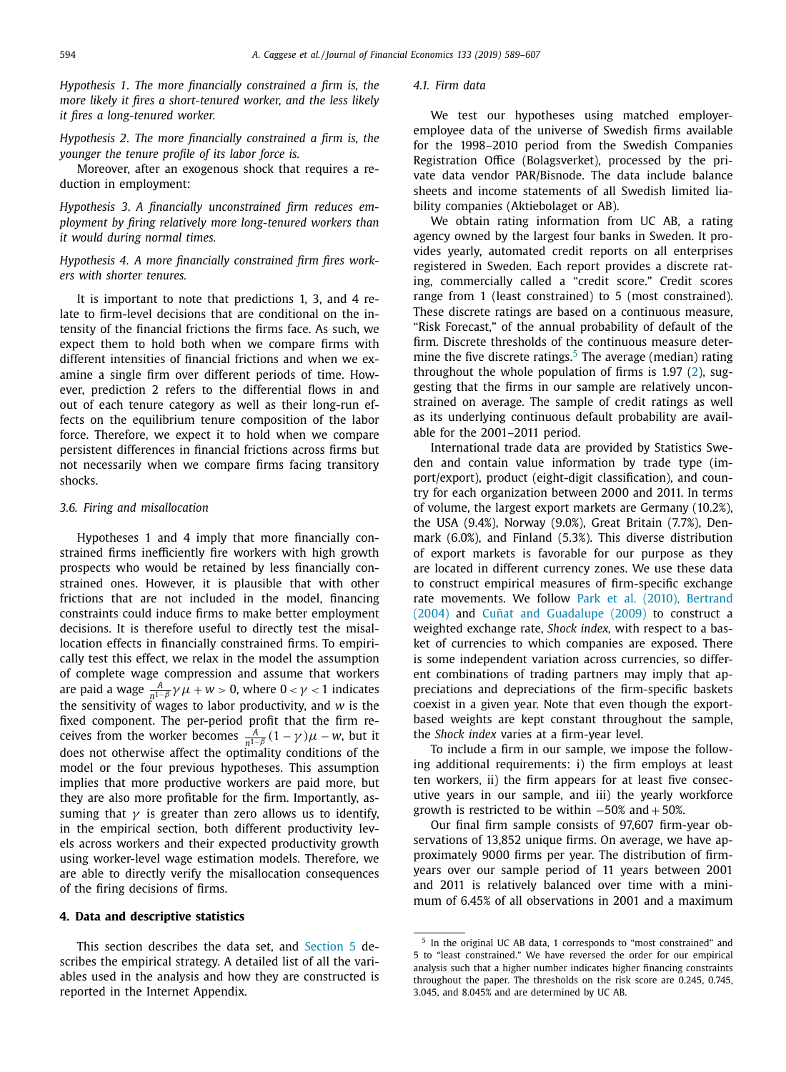*Hypothesis 1*. *The more financially constrained a firm is, the more likely it fires a short-tenured worker, and the less likely it fires a long-tenured worker.*

*Hypothesis 2*. *The more financially constrained a firm is, the younger the tenure profile of its labor force is.*

Moreover, after an exogenous shock that requires a reduction in employment:

*Hypothesis 3*. *A financially unconstrained firm reduces employment by firing relatively more long-tenured workers than it would during normal times.*

*Hypothesis 4*. *A more financially constrained firm fires workers with shorter tenures.*

It is important to note that predictions 1, 3, and 4 relate to firm-level decisions that are conditional on the intensity of the financial frictions the firms face. As such, we expect them to hold both when we compare firms with different intensities of financial frictions and when we examine a single firm over different periods of time. However, prediction 2 refers to the differential flows in and out of each tenure category as well as their long-run effects on the equilibrium tenure composition of the labor force. Therefore, we expect it to hold when we compare persistent differences in financial frictions across firms but not necessarily when we compare firms facing transitory shocks.

### 3.6. Firing and misallocation

Hypotheses 1 and 4 imply that more financially constrained firms inefficiently fire workers with high growth prospects who would be retained by less financially constrained ones. However, it is plausible that with other frictions that are not included in the model, financing constraints could induce firms to make better employment decisions. It is therefore useful to directly test the misallocation effects in financially constrained firms. To empirically test this effect, we relax in the model the assumption of complete wage compression and assume that workers are paid a wage $\frac{A}{n^{1-\beta}}\gamma\mu + w > 0$, where $0 < \gamma < 1$ indicates the sensitivity of wages to labor productivity, and $w$ is the fixed component. The per-period profit that the firm receives from the worker becomes $\frac{A}{n^{1-\beta}}(1-\gamma)\mu - w$, but it does not otherwise affect the optimality conditions of the model or the four previous hypotheses. This assumption implies that more productive workers are paid more, but they are also more profitable for the firm. Importantly, assuming that $\gamma$ is greater than zero allows us to identify, in the empirical section, both different productivity levels across workers and their expected productivity growth using worker-level wage estimation models. Therefore, we are able to directly verify the misallocation consequences of the firing decisions of firms.

## 4. Data and descriptive statistics

This section describes the data set, and Section 5 describes the empirical strategy. A detailed list of all the variables used in the analysis and how they are constructed is reported in the Internet Appendix.

### 4.1. Firm data

We test our hypotheses using matched employer-employee data of the universe of Swedish firms available for the 1998–2010 period from the Swedish Companies Registration Office (Bolagsverket), processed by the private data vendor PAR/Bisnode. The data include balance sheets and income statements of all Swedish limited liability companies (Aktiebolaget or AB).

We obtain rating information from UC AB, a rating agency owned by the largest four banks in Sweden. It provides yearly, automated credit reports on all enterprises registered in Sweden. Each report provides a discrete rating, commercially called a "credit score." Credit scores range from 1 (least constrained) to 5 (most constrained). These discrete ratings are based on a continuous measure, "Risk Forecast," of the annual probability of default of the firm. Discrete thresholds of the continuous measure determine the five discrete ratings.[5] The average (median) rating throughout the whole population of firms is 1.97 (2), suggesting that the firms in our sample are relatively unconstrained on average. The sample of credit ratings as well as its underlying continuous default probability are available for the 2001–2011 period.

International trade data are provided by Statistics Sweden and contain value information by trade type (import/export), product (eight-digit classification), and country for each organization between 2000 and 2011. In terms of volume, the largest export markets are Germany (10.2%), the USA (9.4%), Norway (9.0%), Great Britain (7.7%), Denmark (6.0%), and Finland (5.3%). This diverse distribution of export markets is favorable for our purpose as they are located in different currency zones. We use these data to construct empirical measures of firm-specific exchange rate movements. We follow Park et al. (2010), Bertrand (2004) and Cuñat and Guadalupe (2009) to construct a weighted exchange rate, *Shock index,* with respect to a basket of currencies to which companies are exposed. There is some independent variation across currencies, so different combinations of trading partners may imply that appreciations and depreciations of the firm-specific baskets coexist in a given year. Note that even though the export-based weights are kept constant throughout the sample, the *Shock index* varies at a firm-year level.

To include a firm in our sample, we impose the following additional requirements: i) the firm employs at least ten workers, ii) the firm appears for at least five consecutive years in our sample, and iii) the yearly workforce growth is restricted to be within −50% and + 50%.

Our final firm sample consists of 97,607 firm-year observations of 13,852 unique firms. On average, we have approximately 9000 firms per year. The distribution of firm-years over our sample period of 11 years between 2001 and 2011 is relatively balanced over time with a minimum of 6.45% of all observations in 2001 and a maximum

[5] In the original UC AB data, 1 corresponds to "most constrained" and 5 to "least constrained." We have reversed the order for our empirical analysis such that a higher number indicates higher financing constraints throughout the paper. The thresholds on the risk score are 0.245, 0.745, 3.045, and 8.045% and are determined by UC AB.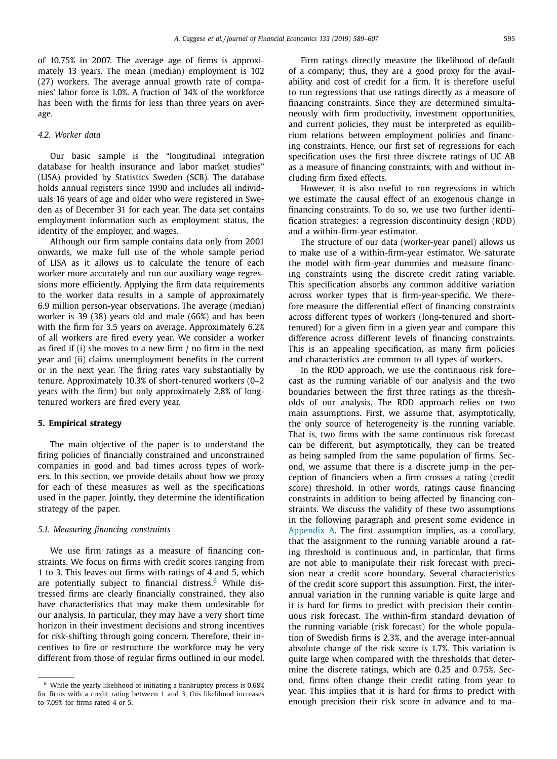of 10.75% in 2007. The average age of firms is approximately 13 years. The mean (median) employment is 102 (27) workers. The average annual growth rate of companies' labor force is 1.0%. A fraction of 34% of the workforce has been with the firms for less than three years on average.

### 4.2. Worker data

Our basic sample is the "longitudinal integration database for health insurance and labor market studies" (LISA) provided by Statistics Sweden (SCB). The database holds annual registers since 1990 and includes all individuals 16 years of age and older who were registered in Sweden as of December 31 for each year. The data set contains employment information such as employment status, the identity of the employer, and wages.

Although our firm sample contains data only from 2001 onwards, we make full use of the whole sample period of LISA as it allows us to calculate the tenure of each worker more accurately and run our auxiliary wage regressions more efficiently. Applying the firm data requirements to the worker data results in a sample of approximately 6.9 million person-year observations. The average (median) worker is 39 (38) years old and male (66%) and has been with the firm for 3.5 years on average. Approximately 6.2% of all workers are fired every year. We consider a worker as fired if (i) she moves to a new firm / no firm in the next year and (ii) claims unemployment benefits in the current or in the next year. The firing rates vary substantially by tenure. Approximately 10.3% of short-tenured workers (0–2 years with the firm) but only approximately 2.8% of long-tenured workers are fired every year.

## 5. Empirical strategy

The main objective of the paper is to understand the firing policies of financially constrained and unconstrained companies in good and bad times across types of workers. In this section, we provide details about how we proxy for each of these measures as well as the specifications used in the paper. Jointly, they determine the identification strategy of the paper.

### 5.1. Measuring financing constraints

We use firm ratings as a measure of financing constraints. We focus on firms with credit scores ranging from 1 to 3. This leaves out firms with ratings of 4 and 5, which are potentially subject to financial distress.[6] While distressed firms are clearly financially constrained, they also have characteristics that may make them undesirable for our analysis. In particular, they may have a very short time horizon in their investment decisions and strong incentives for risk-shifting through going concern. Therefore, their incentives to fire or restructure the workforce may be very different from those of regular firms outlined in our model.

Firm ratings directly measure the likelihood of default of a company; thus, they are a good proxy for the availability and cost of credit for a firm. It is therefore useful to run regressions that use ratings directly as a measure of financing constraints. Since they are determined simultaneously with firm productivity, investment opportunities, and current policies, they must be interpreted as equilibrium relations between employment policies and financing constraints. Hence, our first set of regressions for each specification uses the first three discrete ratings of UC AB as a measure of financing constraints, with and without including firm fixed effects.

However, it is also useful to run regressions in which we estimate the causal effect of an exogenous change in financing constraints. To do so, we use two further identification strategies: a regression discontinuity design (RDD) and a within-firm-year estimator.

The structure of our data (worker-year panel) allows us to make use of a within-firm-year estimator. We saturate the model with firm-year dummies and measure financing constraints using the discrete credit rating variable. This specification absorbs any common additive variation across worker types that is firm-year-specific. We therefore measure the differential effect of financing constraints across different types of workers (long-tenured and short-tenured) for a given firm in a given year and compare this difference across different levels of financing constraints. This is an appealing specification, as many firm policies and characteristics are common to all types of workers.

In the RDD approach, we use the continuous risk forecast as the running variable of our analysis and the two boundaries between the first three ratings as the thresholds of our analysis. The RDD approach relies on two main assumptions. First, we assume that, asymptotically, the only source of heterogeneity is the running variable. That is, two firms with the same continuous risk forecast can be different, but asymptotically, they can be treated as being sampled from the same population of firms. Second, we assume that there is a discrete jump in the perception of financiers when a firm crosses a rating (credit score) threshold. In other words, ratings cause financing constraints in addition to being affected by financing constraints. We discuss the validity of these two assumptions in the following paragraph and present some evidence in Appendix A. The first assumption implies, as a corollary, that the assignment to the running variable around a rating threshold is continuous and, in particular, that firms are not able to manipulate their risk forecast with precision near a credit score boundary. Several characteristics of the credit score support this assumption. First, the inter-annual variation in the running variable is quite large and it is hard for firms to predict with precision their continuous risk forecast. The within-firm standard deviation of the running variable (risk forecast) for the whole population of Swedish firms is 2.3%, and the average inter-annual absolute change of the risk score is 1.7%. This variation is quite large when compared with the thresholds that determine the discrete ratings, which are 0.25 and 0.75%. Second, firms often change their credit rating from year to year. This implies that it is hard for firms to predict with enough precision their risk score in advance and to ma-

[6] While the yearly likelihood of initiating a bankruptcy process is 0.68% for firms with a credit rating between 1 and 3, this likelihood increases to 7.09% for firms rated 4 or 5.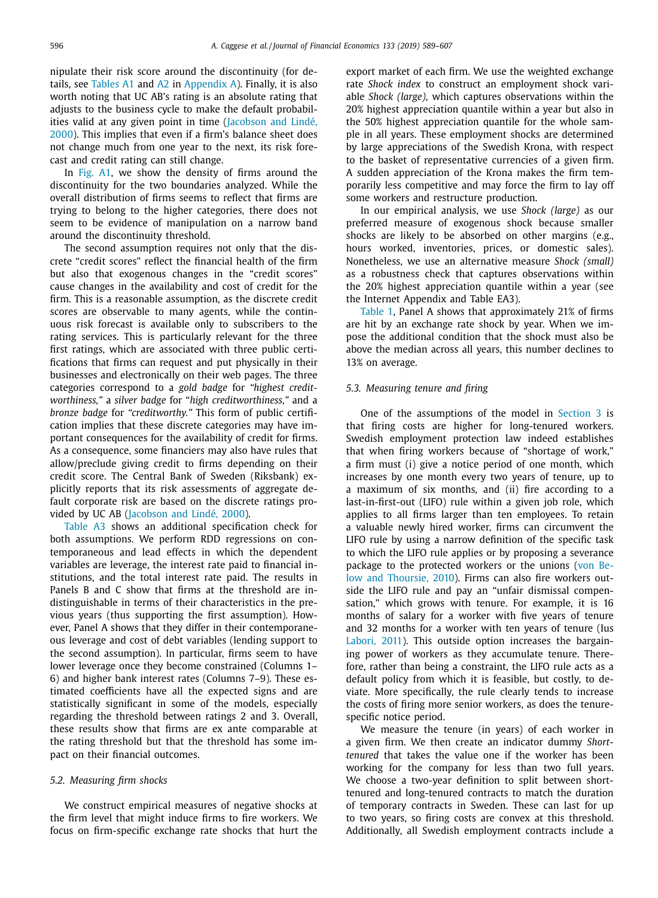nipulate their risk score around the discontinuity (for details, see Tables A1 and A2 in Appendix A). Finally, it is also worth noting that UC AB's rating is an absolute rating that adjusts to the business cycle to make the default probabilities valid at any given point in time (Jacobson and Lindé, 2000). This implies that even if a firm's balance sheet does not change much from one year to the next, its risk forecast and credit rating can still change.

In Fig. A1, we show the density of firms around the discontinuity for the two boundaries analyzed. While the overall distribution of firms seems to reflect that firms are trying to belong to the higher categories, there does not seem to be evidence of manipulation on a narrow band around the discontinuity threshold.

The second assumption requires not only that the discrete "credit scores" reflect the financial health of the firm but also that exogenous changes in the "credit scores" cause changes in the availability and cost of credit for the firm. This is a reasonable assumption, as the discrete credit scores are observable to many agents, while the continuous risk forecast is available only to subscribers to the rating services. This is particularly relevant for the three first ratings, which are associated with three public certifications that firms can request and put physically in their businesses and electronically on their web pages. The three categories correspond to a *gold badge* for *"highest creditworthiness,"* a *silver badge* for "*high creditworthiness,"* and a *bronze badge* for *"creditworthy."* This form of public certification implies that these discrete categories may have important consequences for the availability of credit for firms. As a consequence, some financiers may also have rules that allow/preclude giving credit to firms depending on their credit score. The Central Bank of Sweden (Riksbank) explicitly reports that its risk assessments of aggregate default corporate risk are based on the discrete ratings provided by UC AB (Jacobson and Lindé, 2000).

Table A3 shows an additional specification check for both assumptions. We perform RDD regressions on contemporaneous and lead effects in which the dependent variables are leverage, the interest rate paid to financial institutions, and the total interest rate paid. The results in Panels B and C show that firms at the threshold are indistinguishable in terms of their characteristics in the previous years (thus supporting the first assumption). However, Panel A shows that they differ in their contemporaneous leverage and cost of debt variables (lending support to the second assumption). In particular, firms seem to have lower leverage once they become constrained (Columns 1–6) and higher bank interest rates (Columns 7–9). These estimated coefficients have all the expected signs and are statistically significant in some of the models, especially regarding the threshold between ratings 2 and 3. Overall, these results show that firms are ex ante comparable at the rating threshold but that the threshold has some impact on their financial outcomes.

### 5.2. Measuring firm shocks

We construct empirical measures of negative shocks at the firm level that might induce firms to fire workers. We focus on firm-specific exchange rate shocks that hurt the export market of each firm. We use the weighted exchange rate *Shock index* to construct an employment shock variable *Shock (large)*, which captures observations within the 20% highest appreciation quantile within a year but also in the 50% highest appreciation quantile for the whole sample in all years. These employment shocks are determined by large appreciations of the Swedish Krona, with respect to the basket of representative currencies of a given firm. A sudden appreciation of the Krona makes the firm temporarily less competitive and may force the firm to lay off some workers and restructure production.

In our empirical analysis, we use *Shock (large)* as our preferred measure of exogenous shock because smaller shocks are likely to be absorbed on other margins (e.g., hours worked, inventories, prices, or domestic sales). Nonetheless, we use an alternative measure *Shock (small)* as a robustness check that captures observations within the 20% highest appreciation quantile within a year (see the Internet Appendix and Table EA3).

Table 1, Panel A shows that approximately 21% of firms are hit by an exchange rate shock by year. When we impose the additional condition that the shock must also be above the median across all years, this number declines to 13% on average.

### 5.3. Measuring tenure and firing

One of the assumptions of the model in Section 3 is that firing costs are higher for long-tenured workers. Swedish employment protection law indeed establishes that when firing workers because of "shortage of work," a firm must (i) give a notice period of one month, which increases by one month every two years of tenure, up to a maximum of six months, and (ii) fire according to a last-in-first-out (LIFO) rule within a given job role, which applies to all firms larger than ten employees. To retain a valuable newly hired worker, firms can circumvent the LIFO rule by using a narrow definition of the specific task to which the LIFO rule applies or by proposing a severance package to the protected workers or the unions (von Below and Thoursie, 2010). Firms can also fire workers outside the LIFO rule and pay an "unfair dismissal compensation," which grows with tenure. For example, it is 16 months of salary for a worker with five years of tenure and 32 months for a worker with ten years of tenure (Ius Labori, 2011). This outside option increases the bargaining power of workers as they accumulate tenure. Therefore, rather than being a constraint, the LIFO rule acts as a default policy from which it is feasible, but costly, to deviate. More specifically, the rule clearly tends to increase the costs of firing more senior workers, as does the tenure-specific notice period.

We measure the tenure (in years) of each worker in a given firm. We then create an indicator dummy *Short-tenured* that takes the value one if the worker has been working for the company for less than two full years. We choose a two-year definition to split between short-tenured and long-tenured contracts to match the duration of temporary contracts in Sweden. These can last for up to two years, so firing costs are convex at this threshold. Additionally, all Swedish employment contracts include a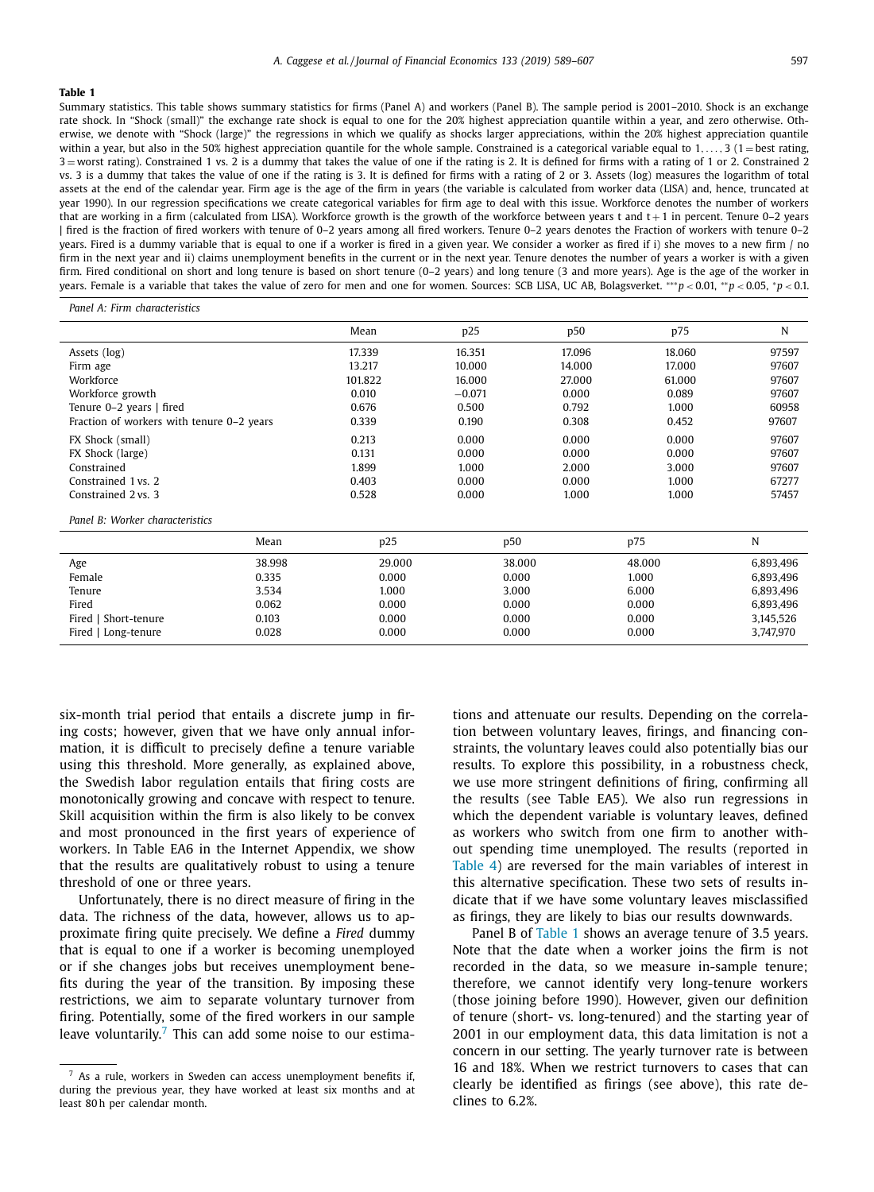**Table 1**

Summary statistics. This table shows summary statistics for firms (Panel A) and workers (Panel B). The sample period is 2001–2010. Shock is an exchange rate shock. In "Shock (small)" the exchange rate shock is equal to one for the 20% highest appreciation quantile within a year, and zero otherwise. Otherwise, we denote with "Shock (large)" the regressions in which we qualify as shocks larger appreciations, within the 20% highest appreciation quantile within a year, but also in the 50% highest appreciation quantile for the whole sample. Constrained is a categorical variable equal to 1, ..., 3 (1 = best rating, 3 = worst rating). Constrained 1 vs. 2 is a dummy that takes the value of one if the rating is 2. It is defined for firms with a rating of 1 or 2. Constrained 2 vs. 3 is a dummy that takes the value of one if the rating is 3. It is defined for firms with a rating of 2 or 3. Assets (log) measures the logarithm of total assets at the end of the calendar year. Firm age is the age of the firm in years (the variable is calculated from worker data (LISA) and, hence, truncated at year 1990). In our regression specifications we create categorical variables for firm age to deal with this issue. Workforce denotes the number of workers that are working in a firm (calculated from LISA). Workforce growth is the growth of the workforce between years t and t + 1 in percent. Tenure 0–2 years | fired is the fraction of fired workers with tenure of 0–2 years among all fired workers. Tenure 0–2 years denotes the Fraction of workers with tenure 0–2 years. Fired is a dummy variable that is equal to one if a worker is fired in a given year. We consider a worker as fired if i) she moves to a new firm / no firm in the next year and ii) claims unemployment benefits in the current or in the next year. Tenure denotes the number of years a worker is with a given firm. Fired conditional on short and long tenure is based on short tenure (0–2 years) and long tenure (3 and more years). Age is the age of the worker in years. Female is a variable that takes the value of zero for men and one for women. Sources: SCB LISA, UC AB, Bolagsverket. *** $p < 0.01$, ** $p < 0.05$, * $p < 0.1$.

*Panel A: Firm characteristics*

| | Mean | p25 | p50 | p75 | N |
|---|---|---|---|---|---|
| Assets (log) | 17.339 | 16.351 | 17.096 | 18.060 | 97597 |
| Firm age | 13.217 | 10.000 | 14.000 | 17.000 | 97607 |
| Workforce | 101.822 | 16.000 | 27.000 | 61.000 | 97607 |
| Workforce growth | 0.010 | −0.071 | 0.000 | 0.089 | 97607 |
| Tenure 0–2 years \| fired | 0.676 | 0.500 | 0.792 | 1.000 | 60958 |
| Fraction of workers with tenure 0–2 years | 0.339 | 0.190 | 0.308 | 0.452 | 97607 |
| FX Shock (small) | 0.213 | 0.000 | 0.000 | 0.000 | 97607 |
| FX Shock (large) | 0.131 | 0.000 | 0.000 | 0.000 | 97607 |
| Constrained | 1.899 | 1.000 | 2.000 | 3.000 | 97607 |
| Constrained 1 vs. 2 | 0.403 | 0.000 | 0.000 | 1.000 | 67277 |
| Constrained 2 vs. 3 | 0.528 | 0.000 | 1.000 | 1.000 | 57457 |

*Panel B: Worker characteristics*

| | Mean | p25 | p50 | p75 | N |
|---|---|---|---|---|---|
| Age | 38.998 | 29.000 | 38.000 | 48.000 | 6,893,496 |
| Female | 0.335 | 0.000 | 0.000 | 1.000 | 6,893,496 |
| Tenure | 3.534 | 1.000 | 3.000 | 6.000 | 6,893,496 |
| Fired | 0.062 | 0.000 | 0.000 | 0.000 | 6,893,496 |
| Fired \| Short-tenure | 0.103 | 0.000 | 0.000 | 0.000 | 3,145,526 |
| Fired \| Long-tenure | 0.028 | 0.000 | 0.000 | 0.000 | 3,747,970 |

six-month trial period that entails a discrete jump in firing costs; however, given that we have only annual information, it is difficult to precisely define a tenure variable using this threshold. More generally, as explained above, the Swedish labor regulation entails that firing costs are monotonically growing and concave with respect to tenure. Skill acquisition within the firm is also likely to be convex and most pronounced in the first years of experience of workers. In Table EA6 in the Internet Appendix, we show that the results are qualitatively robust to using a tenure threshold of one or three years.

Unfortunately, there is no direct measure of firing in the data. The richness of the data, however, allows us to approximate firing quite precisely. We define a *Fired* dummy that is equal to one if a worker is becoming unemployed or if she changes jobs but receives unemployment benefits during the year of the transition. By imposing these restrictions, we aim to separate voluntary turnover from firing. Potentially, some of the fired workers in our sample leave voluntarily.[7] This can add some noise to our estimations and attenuate our results. Depending on the correlation between voluntary leaves, firings, and financing constraints, the voluntary leaves could also potentially bias our results. To explore this possibility, in a robustness check, we use more stringent definitions of firing, confirming all the results (see Table EA5). We also run regressions in which the dependent variable is voluntary leaves, defined as workers who switch from one firm to another without spending time unemployed. The results (reported in Table 4) are reversed for the main variables of interest in this alternative specification. These two sets of results indicate that if we have some voluntary leaves misclassified as firings, they are likely to bias our results downwards.

Panel B of Table 1 shows an average tenure of 3.5 years. Note that the date when a worker joins the firm is not recorded in the data, so we measure in-sample tenure; therefore, we cannot identify very long-tenure workers (those joining before 1990). However, given our definition of tenure (short- vs. long-tenured) and the starting year of 2001 in our employment data, this data limitation is not a concern in our setting. The yearly turnover rate is between 16 and 18%. When we restrict turnovers to cases that can clearly be identified as firings (see above), this rate declines to 6.2%.

[7] As a rule, workers in Sweden can access unemployment benefits if, during the previous year, they have worked at least six months and at least 80 h per calendar month.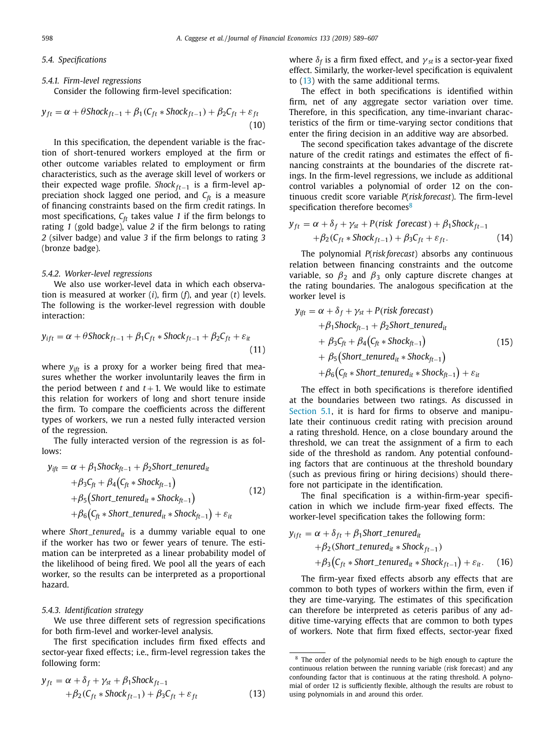### 5.4. Specifications

#### 5.4.1. Firm-level regressions

Consider the following firm-level specification:

$$y_{ft} = \alpha + \theta Shock_{ft-1} + \beta_1 (C_{ft} * Shock_{ft-1}) + \beta_2 C_{ft} + \varepsilon_{ft} \tag{10}$$

In this specification, the dependent variable is the fraction of short-tenured workers employed at the firm or other outcome variables related to employment or firm characteristics, such as the average skill level of workers or their expected wage profile. $Shock_{ft-1}$ is a firm-level appreciation shock lagged one period, and $C_{ft}$ is a measure of financing constraints based on the firm credit ratings. In most specifications, $C_{ft}$ takes value *1* if the firm belongs to rating *1* (gold badge), value *2* if the firm belongs to rating *2* (silver badge) and value *3* if the firm belongs to rating *3* (bronze badge).

#### 5.4.2. Worker-level regressions

We also use worker-level data in which each observation is measured at worker ($i$), firm ($f$), and year ($t$) levels. The following is the worker-level regression with double interaction:

$$y_{ift} = \alpha + \theta Shock_{ft-1} + \beta_1 C_{ft} * Shock_{ft-1} + \beta_2 C_{ft} + \varepsilon_{it} \tag{11}$$

where $y_{ift}$ is a proxy for a worker being fired that measures whether the worker involuntarily leaves the firm in the period between $t$ and $t+1$. We would like to estimate this relation for workers of long and short tenure inside the firm. To compare the coefficients across the different types of workers, we run a nested fully interacted version of the regression.

The fully interacted version of the regression is as follows:

$$\begin{aligned} y_{ift} = \alpha &+ \beta_1 Shock_{ft-1} + \beta_2 Short\_tenured_{it} \\ &+ \beta_3 C_{ft} + \beta_4 \left(C_{ft} * Shock_{ft-1}\right) \\ &+ \beta_5 \left(Short\_tenured_{it} * Shock_{ft-1}\right) \\ &+ \beta_6 \left(C_{ft} * Short\_tenured_{it} * Shock_{ft-1}\right) + \varepsilon_{it} \end{aligned} \tag{12}$$

where $Short\_tenured_{it}$ is a dummy variable equal to one if the worker has two or fewer years of tenure. The estimation can be interpreted as a linear probability model of the likelihood of being fired. We pool all the years of each worker, so the results can be interpreted as a proportional hazard.

#### 5.4.3. Identification strategy

We use three different sets of regression specifications for both firm-level and worker-level analysis.

The first specification includes firm fixed effects and sector-year fixed effects; i.e., firm-level regression takes the following form:

$$\begin{aligned} y_{ft} = \alpha &+ \delta_f + \gamma_{st} + \beta_1 Shock_{ft-1} \\ &+ \beta_2 (C_{ft} * Shock_{ft-1}) + \beta_3 C_{ft} + \varepsilon_{ft} \end{aligned} \tag{13}$$

where $\delta_f$ is a firm fixed effect, and $\gamma_{st}$ is a sector-year fixed effect. Similarly, the worker-level specification is equivalent to (13) with the same additional terms.

The effect in both specifications is identified within firm, net of any aggregate sector variation over time. Therefore, in this specification, any time-invariant characteristics of the firm or time-varying sector conditions that enter the firing decision in an additive way are absorbed.

The second specification takes advantage of the discrete nature of the credit ratings and estimates the effect of financing constraints at the boundaries of the discrete ratings. In the firm-level regressions, we include as additional control variables a polynomial of order 12 on the continuous credit score variable $P(risk\,forecast)$. The firm-level specification therefore becomes[8]

$$\begin{aligned} y_{ft} = \alpha &+ \delta_f + \gamma_{st} + P(risk\ forecast) + \beta_1 Shock_{ft-1} \\ &+ \beta_2 (C_{ft} * Shock_{ft-1}) + \beta_3 C_{ft} + \varepsilon_{ft}. \end{aligned} \tag{14}$$

The polynomial $P(risk\,forecast)$ absorbs any continuous relation between financing constraints and the outcome variable, so $\beta_2$ and $\beta_3$ only capture discrete changes at the rating boundaries. The analogous specification at the worker level is

$$\begin{aligned} y_{ift} = \alpha &+ \delta_f + \gamma_{st} + P(risk\ forecast) \\ &+ \beta_1 Shock_{ft-1} + \beta_2 Short\_tenured_{it} \\ &+ \beta_3 C_{ft} + \beta_4 \left(C_{ft} * Shock_{ft-1}\right) \\ &+ \beta_5 \left(Short\_tenured_{it} * Shock_{ft-1}\right) \\ &+ \beta_6 \left(C_{ft} * Short\_tenured_{it} * Shock_{ft-1}\right) + \varepsilon_{it} \end{aligned} \tag{15}$$

The effect in both specifications is therefore identified at the boundaries between two ratings. As discussed in Section 5.1, it is hard for firms to observe and manipulate their continuous credit rating with precision around a rating threshold. Hence, on a close boundary around the threshold, we can treat the assignment of a firm to each side of the threshold as random. Any potential confounding factors that are continuous at the threshold boundary (such as previous firing or hiring decisions) should therefore not participate in the identification.

The final specification is a within-firm-year specification in which we include firm-year fixed effects. The worker-level specification takes the following form:

$$\begin{aligned} y_{ift} = \alpha &+ \delta_{ft} + \beta_1 Short\_tenured_{it} \\ &+ \beta_2 (Short\_tenured_{it} * Shock_{ft-1}) \\ &+ \beta_3 \left(C_{ft} * Short\_tenured_{it} * Shock_{ft-1}\right) + \varepsilon_{it}. \end{aligned} \tag{16}$$

The firm-year fixed effects absorb any effects that are common to both types of workers within the firm, even if they are time-varying. The estimates of this specification can therefore be interpreted as ceteris paribus of any additive time-varying effects that are common to both types of workers. Note that firm fixed effects, sector-year fixed

[8] The order of the polynomial needs to be high enough to capture the continuous relation between the running variable (risk forecast) and any confounding factor that is continuous at the rating threshold. A polynomial of order 12 is sufficiently flexible, although the results are robust to using polynomials in and around this order.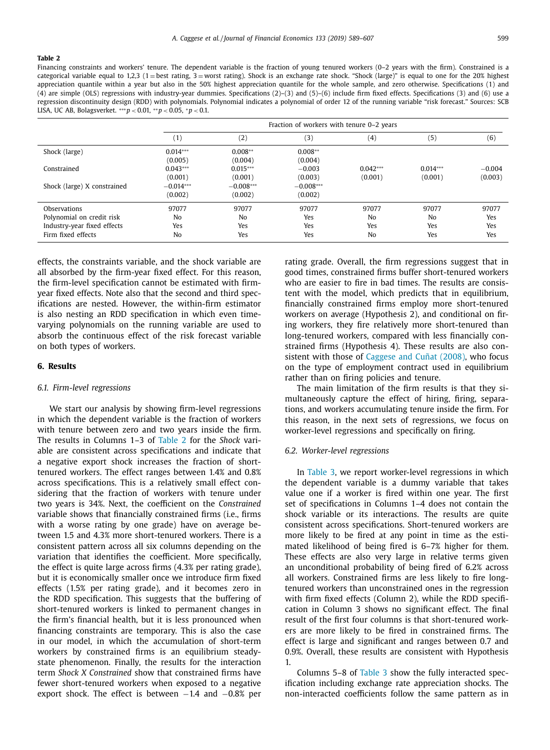**Table 2**

Financing constraints and workers' tenure. The dependent variable is the fraction of young tenured workers (0–2 years with the firm). Constrained is a categorical variable equal to 1,2,3 (1 = best rating, 3 = worst rating). Shock is an exchange rate shock. "Shock (large)" is equal to one for the 20% highest appreciation quantile within a year but also in the 50% highest appreciation quantile for the whole sample, and zero otherwise. Specifications (1) and (4) are simple (OLS) regressions with industry-year dummies. Specifications (2)–(3) and (5)–(6) include firm fixed effects. Specifications (3) and (6) use a regression discontinuity design (RDD) with polynomials. Polynomial indicates a polynomial of order 12 of the running variable "risk forecast." Sources: SCB LISA, UC AB, Bolagsverket. *** $p < 0.01$, ** $p < 0.05$, * $p < 0.1$.

| | Fraction of workers with tenure 0–2 years | | | | | |
|---|---|---|---|---|---|---|
| | (1) | (2) | (3) | (4) | (5) | (6) |
| Shock (large) | 0.014*** | 0.008** | 0.008** | | | |
| | (0.005) | (0.004) | (0.004) | | | |
| Constrained | 0.043*** | 0.015*** | −0.003 | 0.042*** | 0.014*** | −0.004 |
| | (0.001) | (0.001) | (0.003) | (0.001) | (0.001) | (0.003) |
| Shock (large) X constrained | −0.014*** | −0.008*** | −0.008*** | | | |
| | (0.002) | (0.002) | (0.002) | | | |
| Observations | 97077 | 97077 | 97077 | 97077 | 97077 | 97077 |
| Polynomial on credit risk | No | No | Yes | No | No | Yes |
| Industry-year fixed effects | Yes | Yes | Yes | Yes | Yes | Yes |
| Firm fixed effects | No | Yes | Yes | No | Yes | Yes |

effects, the constraints variable, and the shock variable are all absorbed by the firm-year fixed effect. For this reason, the firm-level specification cannot be estimated with firm-year fixed effects. Note also that the second and third specifications are nested. However, the within-firm estimator is also nesting an RDD specification in which even time-varying polynomials on the running variable are used to absorb the continuous effect of the risk forecast variable on both types of workers.

## 6. Results

### 6.1. Firm-level regressions

We start our analysis by showing firm-level regressions in which the dependent variable is the fraction of workers with tenure between zero and two years inside the firm. The results in Columns 1–3 of Table 2 for the *Shock* variable are consistent across specifications and indicate that a negative export shock increases the fraction of short-tenured workers. The effect ranges between 1.4% and 0.8% across specifications. This is a relatively small effect considering that the fraction of workers with tenure under two years is 34%. Next, the coefficient on the *Constrained* variable shows that financially constrained firms (i.e., firms with a worse rating by one grade) have on average between 1.5 and 4.3% more short-tenured workers. There is a consistent pattern across all six columns depending on the variation that identifies the coefficient. More specifically, the effect is quite large across firms (4.3% per rating grade), but it is economically smaller once we introduce firm fixed effects (1.5% per rating grade), and it becomes zero in the RDD specification. This suggests that the buffering of short-tenured workers is linked to permanent changes in the firm's financial health, but it is less pronounced when financing constraints are temporary. This is also the case in our model, in which the accumulation of short-term workers by constrained firms is an equilibrium steady-state phenomenon. Finally, the results for the interaction term *Shock X Constrained* show that constrained firms have fewer short-tenured workers when exposed to a negative export shock. The effect is between −1.4 and −0.8% per rating grade. Overall, the firm regressions suggest that in good times, constrained firms buffer short-tenured workers who are easier to fire in bad times. The results are consistent with the model, which predicts that in equilibrium, financially constrained firms employ more short-tenured workers on average (Hypothesis 2), and conditional on firing workers, they fire relatively more short-tenured than long-tenured workers, compared with less financially constrained firms (Hypothesis 4). These results are also consistent with those of Caggese and Cuñat (2008), who focus on the type of employment contract used in equilibrium rather than on firing policies and tenure.

The main limitation of the firm results is that they simultaneously capture the effect of hiring, firing, separations, and workers accumulating tenure inside the firm. For this reason, in the next sets of regressions, we focus on worker-level regressions and specifically on firing.

### 6.2. Worker-level regressions

In Table 3, we report worker-level regressions in which the dependent variable is a dummy variable that takes value one if a worker is fired within one year. The first set of specifications in Columns 1–4 does not contain the shock variable or its interactions. The results are quite consistent across specifications. Short-tenured workers are more likely to be fired at any point in time as the estimated likelihood of being fired is 6–7% higher for them. These effects are also very large in relative terms given an unconditional probability of being fired of 6.2% across all workers. Constrained firms are less likely to fire long-tenured workers than unconstrained ones in the regression with firm fixed effects (Column 2), while the RDD specification in Column 3 shows no significant effect. The final result of the first four columns is that short-tenured workers are more likely to be fired in constrained firms. The effect is large and significant and ranges between 0.7 and 0.9%. Overall, these results are consistent with Hypothesis 1.

Columns 5–8 of Table 3 show the fully interacted specification including exchange rate appreciation shocks. The non-interacted coefficients follow the same pattern as in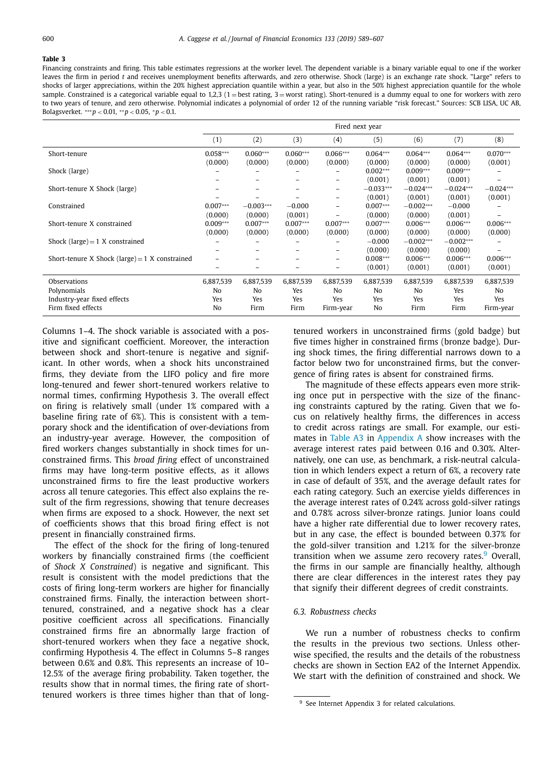**Table 3**

Financing constraints and firing. This table estimates regressions at the worker level. The dependent variable is a binary variable equal to one if the worker leaves the firm in period *t* and receives unemployment benefits afterwards, and zero otherwise. Shock (large) is an exchange rate shock. "Large" refers to shocks of larger appreciations, within the 20% highest appreciation quantile within a year, but also in the 50% highest appreciation quantile for the whole sample. Constrained is a categorical variable equal to 1,2,3 (1 = best rating, 3 = worst rating). Short-tenured is a dummy equal to one for workers with zero to two years of tenure, and zero otherwise. Polynomial indicates a polynomial of order 12 of the running variable "risk forecast." Sources: SCB LISA, UC AB, Bolagsverket. *** $p < 0.01$, ** $p < 0.05$, * $p < 0.1$.

| | Fired next year | | | | | | | |
|---|---|---|---|---|---|---|---|---|
| | (1) | (2) | (3) | (4) | (5) | (6) | (7) | (8) |
| Short-tenure | 0.058*** | 0.060*** | 0.060*** | 0.066*** | 0.064*** | 0.064*** | 0.064*** | 0.070*** |
| | (0.000) | (0.000) | (0.000) | (0.000) | (0.000) | (0.000) | (0.000) | (0.001) |
| Shock (large) | – | – | – | – | 0.002*** | 0.009*** | 0.009*** | – |
| | – | – | – | – | (0.001) | (0.001) | (0.001) | – |
| Short-tenure X Shock (large) | – | – | – | – | −0.033*** | −0.024*** | −0.024*** | −0.024*** |
| | – | – | – | – | (0.001) | (0.001) | (0.001) | (0.001) |
| Constrained | 0.007*** | −0.003*** | −0.000 | – | 0.007*** | −0.002*** | −0.000 | – |
| | (0.000) | (0.000) | (0.001) | – | (0.000) | (0.000) | (0.001) | – |
| Short-tenure X constrained | 0.009*** | 0.007*** | 0.007*** | 0.007*** | 0.007*** | 0.006*** | 0.006*** | 0.006*** |
| | (0.000) | (0.000) | (0.000) | (0.000) | (0.000) | (0.000) | (0.000) | (0.000) |
| Shock (large) = 1 X constrained | – | – | – | – | −0.000 | −0.002*** | −0.002*** | – |
| | – | – | – | – | (0.000) | (0.000) | (0.000) | – |
| Short-tenure X Shock (large) = 1 X constrained | – | – | – | – | 0.008*** | 0.006*** | 0.006*** | 0.006*** |
| | – | – | – | – | (0.001) | (0.001) | (0.001) | (0.001) |
| Observations | 6,887,539 | 6,887,539 | 6,887,539 | 6,887,539 | 6,887,539 | 6,887,539 | 6,887,539 | 6,887,539 |
| Polynomials | No | No | Yes | No | No | No | Yes | No |
| Industry-year fixed effects | Yes | Yes | Yes | Yes | Yes | Yes | Yes | Yes |
| Firm fixed effects | No | Firm | Firm | Firm-year | No | Firm | Firm | Firm-year |

Columns 1–4. The shock variable is associated with a positive and significant coefficient. Moreover, the interaction between shock and short-tenure is negative and significant. In other words, when a shock hits unconstrained firms, they deviate from the LIFO policy and fire more long-tenured and fewer short-tenured workers relative to normal times, confirming Hypothesis 3. The overall effect on firing is relatively small (under 1% compared with a baseline firing rate of 6%). This is consistent with a temporary shock and the identification of over-deviations from an industry-year average. However, the composition of fired workers changes substantially in shock times for unconstrained firms. This *broad firing* effect of unconstrained firms may have long-term positive effects, as it allows unconstrained firms to fire the least productive workers across all tenure categories. This effect also explains the result of the firm regressions, showing that tenure decreases when firms are exposed to a shock. However, the next set of coefficients shows that this broad firing effect is not present in financially constrained firms.

The effect of the shock for the firing of long-tenured workers by financially constrained firms (the coefficient of *Shock X Constrained*) is negative and significant. This result is consistent with the model predictions that the costs of firing long-term workers are higher for financially constrained firms. Finally, the interaction between short-tenured, constrained, and a negative shock has a clear positive coefficient across all specifications. Financially constrained firms fire an abnormally large fraction of short-tenured workers when they face a negative shock, confirming Hypothesis 4. The effect in Columns 5–8 ranges between 0.6% and 0.8%. This represents an increase of 10–12.5% of the average firing probability. Taken together, the results show that in normal times, the firing rate of short-tenured workers is three times higher than that of long-tenured workers in unconstrained firms (gold badge) but five times higher in constrained firms (bronze badge). During shock times, the firing differential narrows down to a factor below two for unconstrained firms, but the convergence of firing rates is absent for constrained firms.

The magnitude of these effects appears even more striking once put in perspective with the size of the financing constraints captured by the rating. Given that we focus on relatively healthy firms, the differences in access to credit across ratings are small. For example, our estimates in Table A3 in Appendix A show increases with the average interest rates paid between 0.16 and 0.30%. Alternatively, one can use, as benchmark, a risk-neutral calculation in which lenders expect a return of 6%, a recovery rate in case of default of 35%, and the average default rates for each rating category. Such an exercise yields differences in the average interest rates of 0.24% across gold-silver ratings and 0.78% across silver-bronze ratings. Junior loans could have a higher rate differential due to lower recovery rates, but in any case, the effect is bounded between 0.37% for the gold-silver transition and 1.21% for the silver-bronze transition when we assume zero recovery rates.[9] Overall, the firms in our sample are financially healthy, although there are clear differences in the interest rates they pay that signify their different degrees of credit constraints.

### 6.3. Robustness checks

We run a number of robustness checks to confirm the results in the previous two sections. Unless otherwise specified, the results and the details of the robustness checks are shown in Section EA2 of the Internet Appendix. We start with the definition of constrained and shock. We

[9] See Internet Appendix 3 for related calculations.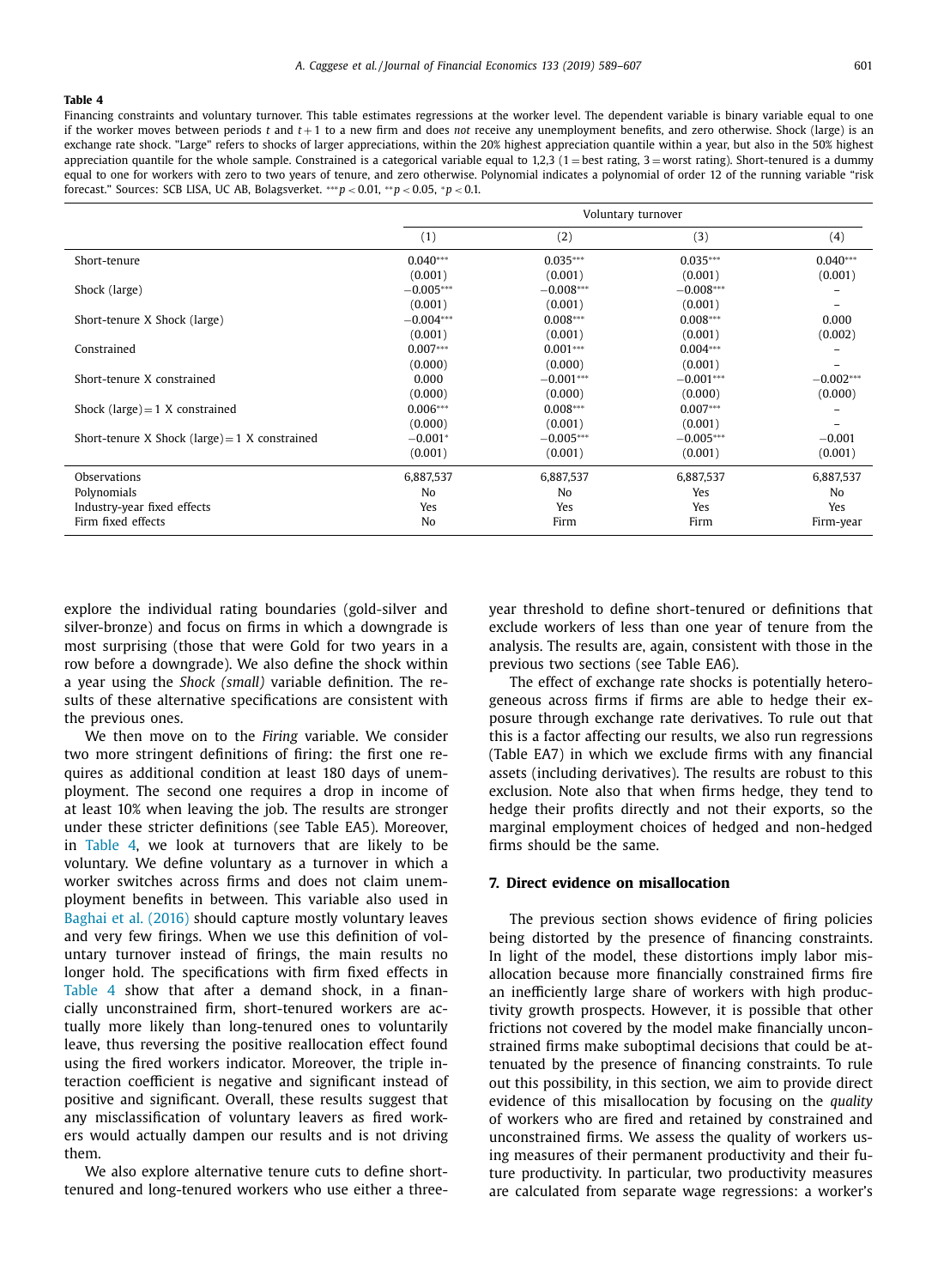**Table 4**

Financing constraints and voluntary turnover. This table estimates regressions at the worker level. The dependent variable is binary variable equal to one if the worker moves between periods $t$ and $t+1$ to a new firm and does *not* receive any unemployment benefits, and zero otherwise. Shock (large) is an exchange rate shock. "Large" refers to shocks of larger appreciations, within the 20% highest appreciation quantile within a year, but also in the 50% highest appreciation quantile for the whole sample. Constrained is a categorical variable equal to 1,2,3 (1 = best rating, 3 = worst rating). Short-tenured is a dummy equal to one for workers with zero to two years of tenure, and zero otherwise. Polynomial indicates a polynomial of order 12 of the running variable "risk forecast." Sources: SCB LISA, UC AB, Bolagsverket. $^{***}p < 0.01$, $^{**}p < 0.05$, $^{*}p < 0.1$.

| | Voluntary turnover | | | |
|---|---|---|---|---|
| | (1) | (2) | (3) | (4) |
| Short-tenure | 0.040*** | 0.035*** | 0.035*** | 0.040*** |
| | (0.001) | (0.001) | (0.001) | (0.001) |
| Shock (large) | −0.005*** | −0.008*** | −0.008*** | – |
| | (0.001) | (0.001) | (0.001) | – |
| Short-tenure X Shock (large) | −0.004*** | 0.008*** | 0.008*** | 0.000 |
| | (0.001) | (0.001) | (0.001) | (0.002) |
| Constrained | 0.007*** | 0.001*** | 0.004*** | – |
| | (0.000) | (0.000) | (0.001) | – |
| Short-tenure X constrained | 0.000 | −0.001*** | −0.001*** | −0.002*** |
| | (0.000) | (0.000) | (0.000) | (0.000) |
| Shock (large) = 1 X constrained | 0.006*** | 0.008*** | 0.007*** | – |
| | (0.000) | (0.001) | (0.001) | – |
| Short-tenure X Shock (large) = 1 X constrained | −0.001* | −0.005*** | −0.005*** | −0.001 |
| | (0.001) | (0.001) | (0.001) | (0.001) |
| Observations | 6,887,537 | 6,887,537 | 6,887,537 | 6,887,537 |
| Polynomials | No | No | Yes | No |
| Industry-year fixed effects | Yes | Yes | Yes | Yes |
| Firm fixed effects | No | Firm | Firm | Firm-year |

explore the individual rating boundaries (gold-silver and silver-bronze) and focus on firms in which a downgrade is most surprising (those that were Gold for two years in a row before a downgrade). We also define the shock within a year using the *Shock (small)* variable definition. The results of these alternative specifications are consistent with the previous ones.

We then move on to the *Firing* variable. We consider two more stringent definitions of firing: the first one requires as additional condition at least 180 days of unemployment. The second one requires a drop in income of at least 10% when leaving the job. The results are stronger under these stricter definitions (see Table EA5). Moreover, in Table 4, we look at turnovers that are likely to be voluntary. We define voluntary as a turnover in which a worker switches across firms and does not claim unemployment benefits in between. This variable also used in Baghai et al. (2016) should capture mostly voluntary leaves and very few firings. When we use this definition of voluntary turnover instead of firings, the main results no longer hold. The specifications with firm fixed effects in Table 4 show that after a demand shock, in a financially unconstrained firm, short-tenured workers are actually more likely than long-tenured ones to voluntarily leave, thus reversing the positive reallocation effect found using the fired workers indicator. Moreover, the triple interaction coefficient is negative and significant instead of positive and significant. Overall, these results suggest that any misclassification of voluntary leavers as fired workers would actually dampen our results and is not driving them.

We also explore alternative tenure cuts to define short-tenured and long-tenured workers who use either a three-year threshold to define short-tenured or definitions that exclude workers of less than one year of tenure from the analysis. The results are, again, consistent with those in the previous two sections (see Table EA6).

The effect of exchange rate shocks is potentially heterogeneous across firms if firms are able to hedge their exposure through exchange rate derivatives. To rule out that this is a factor affecting our results, we also run regressions (Table EA7) in which we exclude firms with any financial assets (including derivatives). The results are robust to this exclusion. Note also that when firms hedge, they tend to hedge their profits directly and not their exports, so the marginal employment choices of hedged and non-hedged firms should be the same.

## 7. Direct evidence on misallocation

The previous section shows evidence of firing policies being distorted by the presence of financing constraints. In light of the model, these distortions imply labor misallocation because more financially constrained firms fire an inefficiently large share of workers with high productivity growth prospects. However, it is possible that other frictions not covered by the model make financially unconstrained firms make suboptimal decisions that could be attenuated by the presence of financing constraints. To rule out this possibility, in this section, we aim to provide direct evidence of this misallocation by focusing on the *quality* of workers who are fired and retained by constrained and unconstrained firms. We assess the quality of workers using measures of their permanent productivity and their future productivity. In particular, two productivity measures are calculated from separate wage regressions: a worker's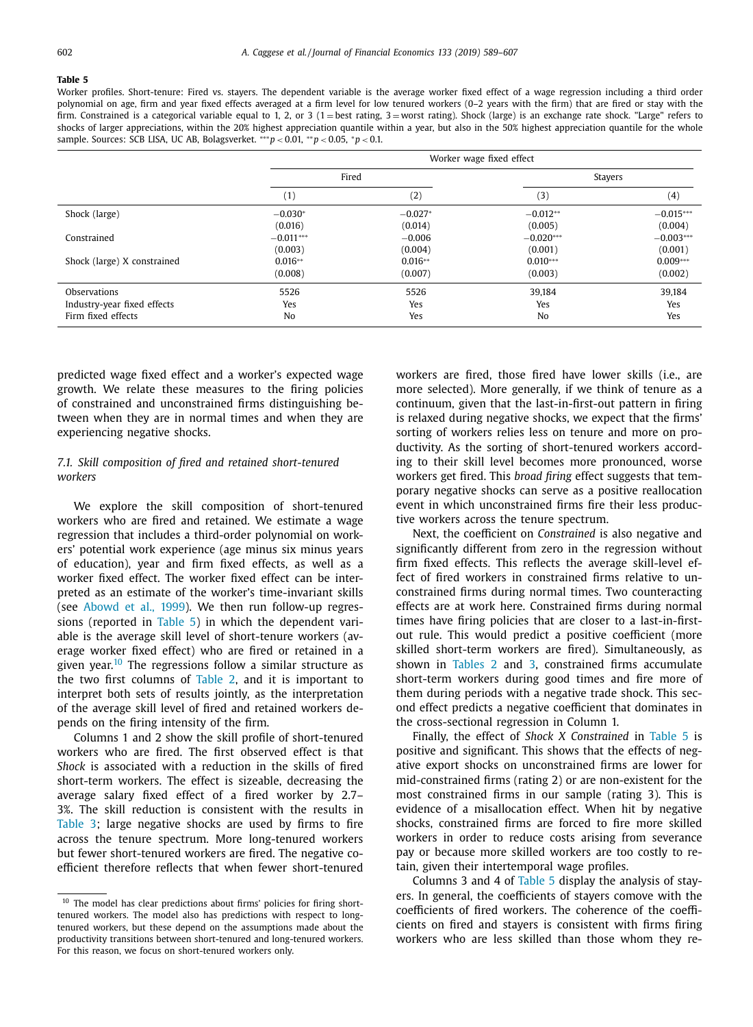**Table 5**

Worker profiles. Short-tenure: Fired vs. stayers. The dependent variable is the average worker fixed effect of a wage regression including a third order polynomial on age, firm and year fixed effects averaged at a firm level for low tenured workers (0–2 years with the firm) that are fired or stay with the firm. Constrained is a categorical variable equal to 1, 2, or 3 (1 = best rating, 3 = worst rating). Shock (large) is an exchange rate shock. "Large" refers to shocks of larger appreciations, within the 20% highest appreciation quantile within a year, but also in the 50% highest appreciation quantile for the whole sample. Sources: SCB LISA, UC AB, Bolagsverket. $^{***}p < 0.01$, $^{**}p < 0.05$, $^{*}p < 0.1$.

| | Worker wage fixed effect | | | |
|---|---|---|---|---|
| | Fired | | Stayers | |
| | (1) | (2) | (3) | (4) |
| Shock (large) | −0.030* | −0.027* | −0.012** | −0.015*** |
| | (0.016) | (0.014) | (0.005) | (0.004) |
| Constrained | −0.011*** | −0.006 | −0.020*** | −0.003*** |
| | (0.003) | (0.004) | (0.001) | (0.001) |
| Shock (large) X constrained | 0.016** | 0.016** | 0.010*** | 0.009*** |
| | (0.008) | (0.007) | (0.003) | (0.002) |
| Observations | 5526 | 5526 | 39,184 | 39,184 |
| Industry-year fixed effects | Yes | Yes | Yes | Yes |
| Firm fixed effects | No | Yes | No | Yes |

predicted wage fixed effect and a worker's expected wage growth. We relate these measures to the firing policies of constrained and unconstrained firms distinguishing between when they are in normal times and when they are experiencing negative shocks.

### 7.1. Skill composition of fired and retained short-tenured workers

We explore the skill composition of short-tenured workers who are fired and retained. We estimate a wage regression that includes a third-order polynomial on workers' potential work experience (age minus six minus years of education), year and firm fixed effects, as well as a worker fixed effect. The worker fixed effect can be interpreted as an estimate of the worker's time-invariant skills (see Abowd et al., 1999). We then run follow-up regressions (reported in Table 5) in which the dependent variable is the average skill level of short-tenure workers (average worker fixed effect) who are fired or retained in a given year.[10] The regressions follow a similar structure as the two first columns of Table 2, and it is important to interpret both sets of results jointly, as the interpretation of the average skill level of fired and retained workers depends on the firing intensity of the firm.

Columns 1 and 2 show the skill profile of short-tenured workers who are fired. The first observed effect is that *Shock* is associated with a reduction in the skills of fired short-term workers. The effect is sizeable, decreasing the average salary fixed effect of a fired worker by 2.7–3%. The skill reduction is consistent with the results in Table 3; large negative shocks are used by firms to fire across the tenure spectrum. More long-tenured workers but fewer short-tenured workers are fired. The negative coefficient therefore reflects that when fewer short-tenured workers are fired, those fired have lower skills (i.e., are more selected). More generally, if we think of tenure as a continuum, given that the last-in-first-out pattern in firing is relaxed during negative shocks, we expect that the firms' sorting of workers relies less on tenure and more on productivity. As the sorting of short-tenured workers according to their skill level becomes more pronounced, worse workers get fired. This *broad firing* effect suggests that temporary negative shocks can serve as a positive reallocation event in which unconstrained firms fire their less productive workers across the tenure spectrum.

Next, the coefficient on *Constrained* is also negative and significantly different from zero in the regression without firm fixed effects. This reflects the average skill-level effect of fired workers in constrained firms relative to unconstrained firms during normal times. Two counteracting effects are at work here. Constrained firms during normal times have firing policies that are closer to a last-in-first-out rule. This would predict a positive coefficient (more skilled short-term workers are fired). Simultaneously, as shown in Tables 2 and 3, constrained firms accumulate short-term workers during good times and fire more of them during periods with a negative trade shock. This second effect predicts a negative coefficient that dominates in the cross-sectional regression in Column 1.

Finally, the effect of *Shock X Constrained* in Table 5 is positive and significant. This shows that the effects of negative export shocks on unconstrained firms are lower for mid-constrained firms (rating 2) or are non-existent for the most constrained firms in our sample (rating 3). This is evidence of a misallocation effect. When hit by negative shocks, constrained firms are forced to fire more skilled workers in order to reduce costs arising from severance pay or because more skilled workers are too costly to retain, given their intertemporal wage profiles.

Columns 3 and 4 of Table 5 display the analysis of stayers. In general, the coefficients of stayers comove with the coefficients of fired workers. The coherence of the coefficients on fired and stayers is consistent with firms firing workers who are less skilled than those whom they re-

[10] The model has clear predictions about firms' policies for firing short-tenured workers. The model also has predictions with respect to long-tenured workers, but these depend on the assumptions made about the productivity transitions between short-tenured and long-tenured workers. For this reason, we focus on short-tenured workers only.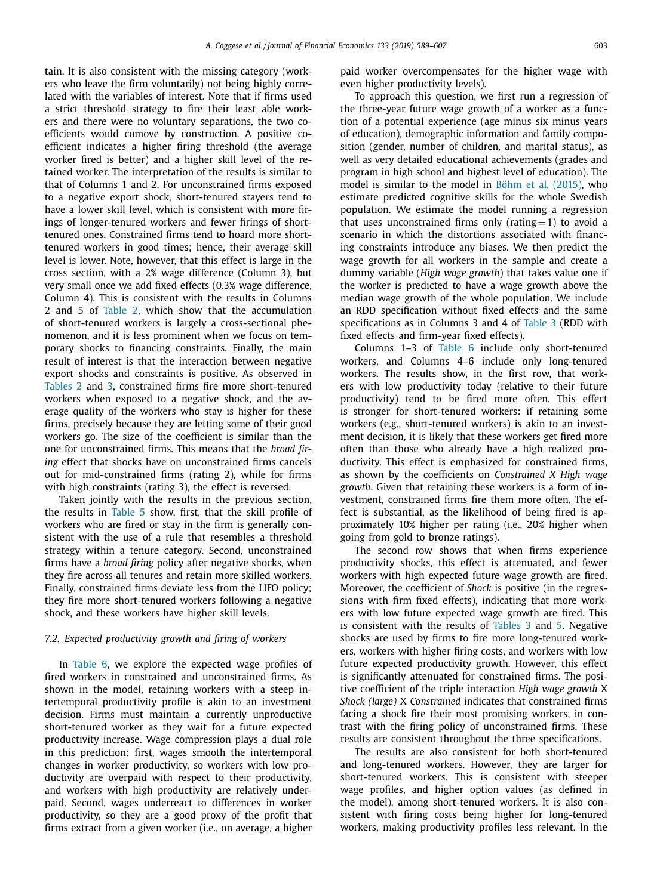tain. It is also consistent with the missing category (workers who leave the firm voluntarily) not being highly correlated with the variables of interest. Note that if firms used a strict threshold strategy to fire their least able workers and there were no voluntary separations, the two coefficients would comove by construction. A positive coefficient indicates a higher firing threshold (the average worker fired is better) and a higher skill level of the retained worker. The interpretation of the results is similar to that of Columns 1 and 2. For unconstrained firms exposed to a negative export shock, short-tenured stayers tend to have a lower skill level, which is consistent with more firings of longer-tenured workers and fewer firings of short-tenured ones. Constrained firms tend to hoard more short-tenured workers in good times; hence, their average skill level is lower. Note, however, that this effect is large in the cross section, with a 2% wage difference (Column 3), but very small once we add fixed effects (0.3% wage difference, Column 4). This is consistent with the results in Columns 2 and 5 of Table 2, which show that the accumulation of short-tenured workers is largely a cross-sectional phenomenon, and it is less prominent when we focus on temporary shocks to financing constraints. Finally, the main result of interest is that the interaction between negative export shocks and constraints is positive. As observed in Tables 2 and 3, constrained firms fire more short-tenured workers when exposed to a negative shock, and the average quality of the workers who stay is higher for these firms, precisely because they are letting some of their good workers go. The size of the coefficient is similar than the one for unconstrained firms. This means that the *broad firing* effect that shocks have on unconstrained firms cancels out for mid-constrained firms (rating 2), while for firms with high constraints (rating 3), the effect is reversed.

Taken jointly with the results in the previous section, the results in Table 5 show, first, that the skill profile of workers who are fired or stay in the firm is generally consistent with the use of a rule that resembles a threshold strategy within a tenure category. Second, unconstrained firms have a *broad firing* policy after negative shocks, when they fire across all tenures and retain more skilled workers. Finally, constrained firms deviate less from the LIFO policy; they fire more short-tenured workers following a negative shock, and these workers have higher skill levels.

### 7.2. Expected productivity growth and firing of workers

In Table 6, we explore the expected wage profiles of fired workers in constrained and unconstrained firms. As shown in the model, retaining workers with a steep intertemporal productivity profile is akin to an investment decision. Firms must maintain a currently unproductive short-tenured worker as they wait for a future expected productivity increase. Wage compression plays a dual role in this prediction: first, wages smooth the intertemporal changes in worker productivity, so workers with low productivity are overpaid with respect to their productivity, and workers with high productivity are relatively underpaid. Second, wages underreact to differences in worker productivity, so they are a good proxy of the profit that firms extract from a given worker (i.e., on average, a higher paid worker overcompensates for the higher wage with even higher productivity levels).

To approach this question, we first run a regression of the three-year future wage growth of a worker as a function of a potential experience (age minus six minus years of education), demographic information and family composition (gender, number of children, and marital status), as well as very detailed educational achievements (grades and program in high school and highest level of education). The model is similar to the model in Böhm et al. (2015), who estimate predicted cognitive skills for the whole Swedish population. We estimate the model running a regression that uses unconstrained firms only (rating = 1) to avoid a scenario in which the distortions associated with financing constraints introduce any biases. We then predict the wage growth for all workers in the sample and create a dummy variable (*High wage growth*) that takes value one if the worker is predicted to have a wage growth above the median wage growth of the whole population. We include an RDD specification without fixed effects and the same specifications as in Columns 3 and 4 of Table 3 (RDD with fixed effects and firm-year fixed effects).

Columns 1–3 of Table 6 include only short-tenured workers, and Columns 4–6 include only long-tenured workers. The results show, in the first row, that workers with low productivity today (relative to their future productivity) tend to be fired more often. This effect is stronger for short-tenured workers: if retaining some workers (e.g., short-tenured workers) is akin to an investment decision, it is likely that these workers get fired more often than those who already have a high realized productivity. This effect is emphasized for constrained firms, as shown by the coefficients on *Constrained X High wage growth*. Given that retaining these workers is a form of investment, constrained firms fire them more often. The effect is substantial, as the likelihood of being fired is approximately 10% higher per rating (i.e., 20% higher when going from gold to bronze ratings).

The second row shows that when firms experience productivity shocks, this effect is attenuated, and fewer workers with high expected future wage growth are fired. Moreover, the coefficient of *Shock* is positive (in the regressions with firm fixed effects), indicating that more workers with low future expected wage growth are fired. This is consistent with the results of Tables 3 and 5. Negative shocks are used by firms to fire more long-tenured workers, workers with higher firing costs, and workers with low future expected productivity growth. However, this effect is significantly attenuated for constrained firms. The positive coefficient of the triple interaction *High wage growth* X *Shock (large)* X *Constrained* indicates that constrained firms facing a shock fire their most promising workers, in contrast with the firing policy of unconstrained firms. These results are consistent throughout the three specifications.

The results are also consistent for both short-tenured and long-tenured workers. However, they are larger for short-tenured workers. This is consistent with steeper wage profiles, and higher option values (as defined in the model), among short-tenured workers. It is also consistent with firing costs being higher for long-tenured workers, making productivity profiles less relevant. In the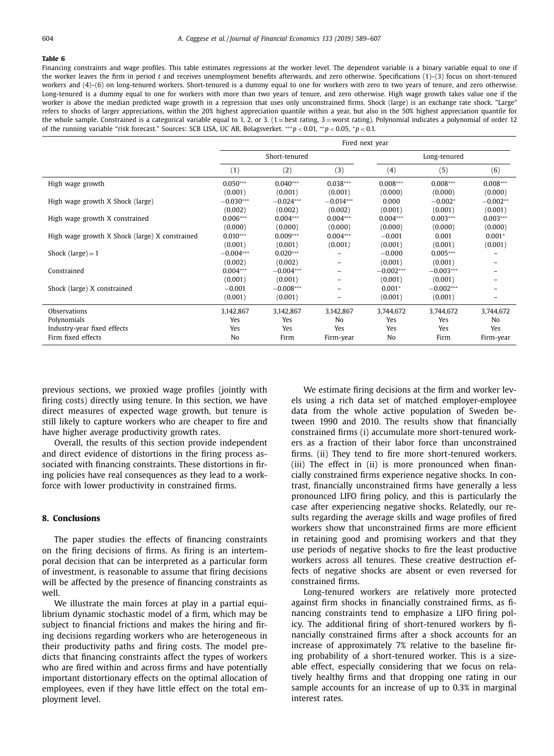**Table 6**

Financing constraints and wage profiles. This table estimates regressions at the worker level. The dependent variable is a binary variable equal to one if the worker leaves the firm in period $t$ and receives unemployment benefits afterwards, and zero otherwise. Specifications (1)–(3) focus on short-tenured workers and (4)–(6) on long-tenured workers. Short-tenured is a dummy equal to one for workers with zero to two years of tenure, and zero otherwise. Long-tenured is a dummy equal to one for workers with more than two years of tenure, and zero otherwise. High wage growth takes value one if the worker is above the median predicted wage growth in a regression that uses only unconstrained firms. Shock (large) is an exchange rate shock. "Large" refers to shocks of larger appreciations, within the 20% highest appreciation quantile within a year, but also in the 50% highest appreciation quantile for the whole sample. Constrained is a categorical variable equal to 1, 2, or 3. (1 = best rating, 3 = worst rating). Polynomial indicates a polynomial of order 12 of the running variable "risk forecast." Sources: SCB LISA, UC AB, Bolagsverket. $^{***}p < 0.01$, $^{**}p < 0.05$, $^{*}p < 0.1$.

| | Fired next year | | | | | |
|---|---|---|---|---|---|---|
| | Short-tenured | | | Long-tenured | | |
| | (1) | (2) | (3) | (4) | (5) | (6) |
| High wage growth | 0.050*** | 0.040*** | 0.038*** | 0.008*** | 0.008*** | 0.008*** |
| | (0.001) | (0.001) | (0.001) | (0.000) | (0.000) | (0.000) |
| High wage growth X Shock (large) | −0.030*** | −0.024*** | −0.014*** | 0.000 | −0.002* | −0.002** |
| | (0.002) | (0.002) | (0.002) | (0.001) | (0.001) | (0.001) |
| High wage growth X constrained | 0.006*** | 0.004*** | 0.004*** | 0.004*** | 0.003*** | 0.003*** |
| | (0.000) | (0.000) | (0.000) | (0.000) | (0.000) | (0.000) |
| High wage growth X Shock (large) X constrained | 0.010*** | 0.009*** | 0.004*** | −0.001 | 0.001 | 0.001* |
| | (0.001) | (0.001) | (0.001) | (0.001) | (0.001) | (0.001) |
| Shock (large) = 1 | −0.004*** | 0.020*** | – | −0.000 | 0.005*** | – |
| | (0.002) | (0.002) | – | (0.001) | (0.001) | – |
| Constrained | 0.004*** | −0.004*** | – | −0.002*** | −0.003*** | – |
| | (0.001) | (0.001) | – | (0.001) | (0.001) | – |
| Shock (large) X constrained | −0.001 | −0.008*** | – | 0.001* | −0.002*** | – |
| | (0.001) | (0.001) | – | (0.001) | (0.001) | – |
| Observations | 3,142,867 | 3,142,867 | 3,142,867 | 3,744,672 | 3,744,672 | 3,744,672 |
| Polynomials | Yes | Yes | No | Yes | Yes | No |
| Industry-year fixed effects | Yes | Yes | Yes | Yes | Yes | Yes |
| Firm fixed effects | No | Firm | Firm-year | No | Firm | Firm-year |

previous sections, we proxied wage profiles (jointly with firing costs) directly using tenure. In this section, we have direct measures of expected wage growth, but tenure is still likely to capture workers who are cheaper to fire and have higher average productivity growth rates.

Overall, the results of this section provide independent and direct evidence of distortions in the firing process associated with financing constraints. These distortions in firing policies have real consequences as they lead to a workforce with lower productivity in constrained firms.

## 8. Conclusions

The paper studies the effects of financing constraints on the firing decisions of firms. As firing is an intertemporal decision that can be interpreted as a particular form of investment, is reasonable to assume that firing decisions will be affected by the presence of financing constraints as well.

We illustrate the main forces at play in a partial equilibrium dynamic stochastic model of a firm, which may be subject to financial frictions and makes the hiring and firing decisions regarding workers who are heterogeneous in their productivity paths and firing costs. The model predicts that financing constraints affect the types of workers who are fired within and across firms and have potentially important distortionary effects on the optimal allocation of employees, even if they have little effect on the total employment level.

We estimate firing decisions at the firm and worker levels using a rich data set of matched employer-employee data from the whole active population of Sweden between 1990 and 2010. The results show that financially constrained firms (i) accumulate more short-tenured workers as a fraction of their labor force than unconstrained firms. (ii) They tend to fire more short-tenured workers. (iii) The effect in (ii) is more pronounced when financially constrained firms experience negative shocks. In contrast, financially unconstrained firms have generally a less pronounced LIFO firing policy, and this is particularly the case after experiencing negative shocks. Relatedly, our results regarding the average skills and wage profiles of fired workers show that unconstrained firms are more efficient in retaining good and promising workers and that they use periods of negative shocks to fire the least productive workers across all tenures. These creative destruction effects of negative shocks are absent or even reversed for constrained firms.

Long-tenured workers are relatively more protected against firm shocks in financially constrained firms, as financing constraints tend to emphasize a LIFO firing policy. The additional firing of short-tenured workers by financially constrained firms after a shock accounts for an increase of approximately 7% relative to the baseline firing probability of a short-tenured worker. This is a sizeable effect, especially considering that we focus on relatively healthy firms and that dropping one rating in our sample accounts for an increase of up to 0.3% in marginal interest rates.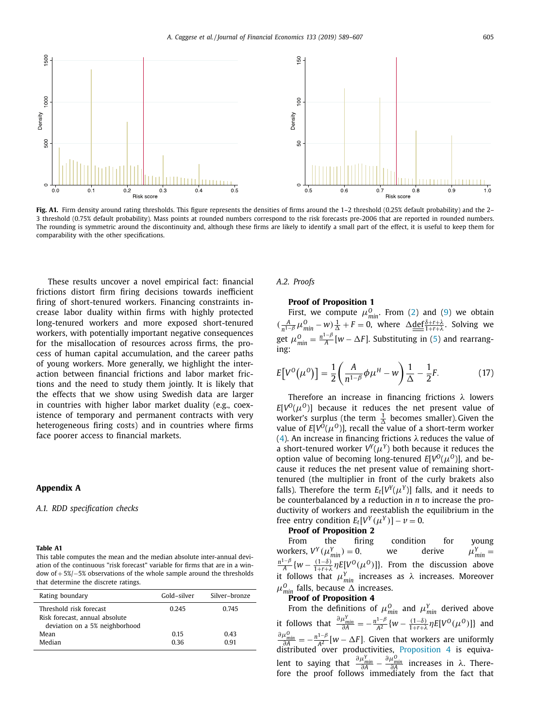Fig. A1. Firm density around rating thresholds. This figure represents the densities of firms around the 1–2 threshold (0.25% default probability) and the 2–3 threshold (0.75% default probability). Mass points at rounded numbers correspond to the risk forecasts pre-2006 that are reported in rounded numbers. The rounding is symmetric around the discontinuity and, although these firms are likely to identify a small part of the effect, it is useful to keep them for comparability with the other specifications.

These results uncover a novel empirical fact: financial frictions distort firm firing decisions towards inefficient firing of short-tenured workers. Financing constraints increase labor duality within firms with highly protected long-tenured workers and more exposed short-tenured workers, with potentially important negative consequences for the misallocation of resources across firms, the process of human capital accumulation, and the career paths of young workers. More generally, we highlight the interaction between financial frictions and labor market frictions and the need to study them jointly. It is likely that the effects that we show using Swedish data are larger in countries with higher labor market duality (e.g., coexistence of temporary and permanent contracts with very heterogeneous firing costs) and in countries where firms face poorer access to financial markets.

## Appendix A

### A.1. RDD specification checks

**Table A1**
This table computes the mean and the median absolute inter-annual deviation of the continuous "risk forecast" variable for firms that are in a window of + 5%/−5% observations of the whole sample around the thresholds that determine the discrete ratings.

| Rating boundary | Gold–silver | Silver–bronze |
|---|---|---|
| Threshold risk forecast | 0.245 | 0.745 |
| Risk forecast, annual absolute deviation on a 5% neighborhood | | |
| Mean | 0.15 | 0.43 |
| Median | 0.36 | 0.91 |

### A.2. Proofs

**Proof of Proposition 1**

First, we compute $\mu^O_{min}$. From (2) and (9) we obtain $(\frac{A}{n^{1-\beta}}\mu^O_{min} - w)\frac{1}{\Delta} + F = 0$, where $\Delta \underline{\underline{\text{def}}} \frac{\delta+r+\lambda}{1+r+\lambda}$. Solving we get $\mu^O_{min} = \frac{n^{1-\beta}}{A}[w - \Delta F]$. Substituting in (5) and rearranging:

$$E\left[V^O\left(\mu^O\right)\right] = \frac{1}{2}\left(\frac{A}{n^{1-\beta}}\phi\mu^H - w\right)\frac{1}{\Delta} - \frac{1}{2}F. \tag{17}$$

Therefore an increase in financing frictions $\lambda$ lowers $E[V^O(\mu^O)]$ because it reduces the net present value of worker's surplus (the term $\frac{1}{\Delta}$ becomes smaller). Given the value of $E[V^O(\mu^O)]$, recall the value of a short-term worker (4). An increase in financing frictions $\lambda$ reduces the value of a short-tenured worker $V^Y(\mu^Y)$ both because it reduces the option value of becoming long-tenured $E[V^O(\mu^O)]$, and because it reduces the net present value of remaining short-tenured (the multiplier in front of the curly brakets also falls). Therefore the term $E_t[V^Y(\mu^Y)]$ falls, and it needs to be counterbalanced by a reduction in $n$ to increase the productivity of workers and reestablish the equilibrium in the free entry condition $E_t[V^Y(\mu^Y)] - \nu = 0$.

**Proof of Proposition 2**

From the firing condition for young workers, $V^Y(\mu^Y_{min}) = 0$, we derive $\mu^Y_{min} = \frac{n^{1-\beta}}{A}\{w - \frac{(1-\delta)}{1+r+\lambda}\eta E[V^O(\mu^O)]\}$. From the discussion above it follows that $\mu^Y_{min}$ increases as $\lambda$ increases. Moreover $\mu^O_{min}$ falls, because $\Delta$ increases.

**Proof of Proposition 4**

From the definitions of $\mu^O_{min}$ and $\mu^Y_{min}$ derived above it follows that $\frac{\partial \mu^Y_{min}}{\partial A} = -\frac{n^{1-\beta}}{A^2}\{w - \frac{(1-\delta)}{1+r+\lambda}\eta E[V^O(\mu^O)]\}$ and $\frac{\partial \mu^O_{min}}{\partial A} = -\frac{n^{1-\beta}}{A^2}[w - \Delta F]$. Given that workers are uniformly distributed over productivities, Proposition 4 is equivalent to saying that $\frac{\partial \mu^Y_{min}}{\partial A} - \frac{\partial \mu^O_{min}}{\partial A}$ increases in $\lambda$. Therefore the proof follows immediately from the fact that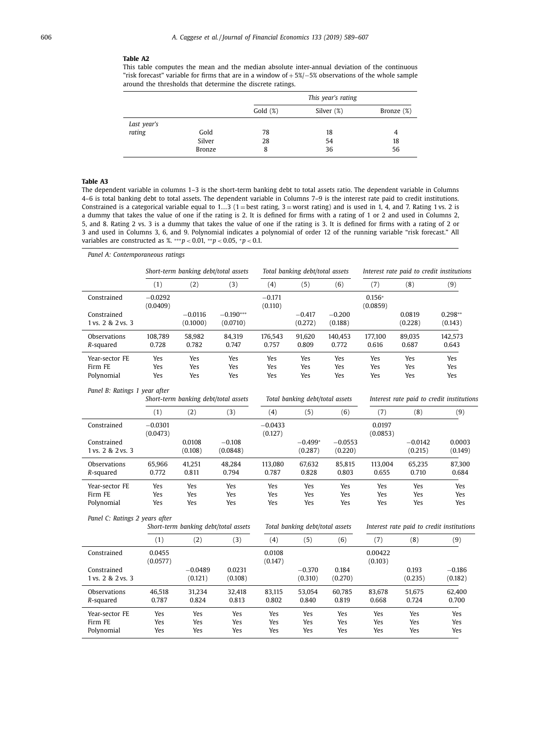**Table A2**

This table computes the mean and the median absolute inter-annual deviation of the continuous "risk forecast" variable for firms that are in a window of +5%/−5% observations of the whole sample around the thresholds that determine the discrete ratings.

| | | This year's rating | | |
|---|---|---|---|---|
| | | Gold (%) | Silver (%) | Bronze (%) |
| *Last year's rating* | Gold | 78 | 18 | 4 |
| | Silver | 28 | 54 | 18 |
| | Bronze | 8 | 36 | 56 |

**Table A3**

The dependent variable in columns 1–3 is the short-term banking debt to total assets ratio. The dependent variable in Columns 4–6 is total banking debt to total assets. The dependent variable in Columns 7–9 is the interest rate paid to credit institutions. Constrained is a categorical variable equal to 1…3 (1 = best rating, 3 = worst rating) and is used in 1, 4, and 7. Rating 1 vs. 2 is a dummy that takes the value of one if the rating is 2. It is defined for firms with a rating of 1 or 2 and used in Columns 2, 5, and 8. Rating 2 vs. 3 is a dummy that takes the value of one if the rating is 3. It is defined for firms with a rating of 2 or 3 and used in Columns 3, 6, and 9. Polynomial indicates a polynomial of order 12 of the running variable "risk forecast." All variables are constructed as %. $^{***}p < 0.01$, $^{**}p < 0.05$, $^{*}p < 0.1$.

*Panel A: Contemporaneous ratings*

| | Short-term banking debt/total assets | | | Total banking debt/total assets | | | Interest rate paid to credit institutions | | |
|---|---|---|---|---|---|---|---|---|---|
| | (1) | (2) | (3) | (4) | (5) | (6) | (7) | (8) | (9) |
| Constrained | −0.0292 | | | −0.171 | | | 0.156* | | |
| | (0.0409) | | | (0.110) | | | (0.0859) | | |
| Constrained 1 vs. 2 & 2 vs. 3 | | −0.0116 | −0.190*** | | −0.417 | −0.200 | | 0.0819 | 0.298** |
| | | (0.1000) | (0.0710) | | (0.272) | (0.188) | | (0.228) | (0.143) |
| Observations | 108,789 | 58,982 | 84,319 | 176,543 | 91,620 | 140,453 | 177,100 | 89,035 | 142,573 |
| *R*-squared | 0.728 | 0.782 | 0.747 | 0.757 | 0.809 | 0.772 | 0.616 | 0.687 | 0.643 |
| Year-sector FE | Yes | Yes | Yes | Yes | Yes | Yes | Yes | Yes | Yes |
| Firm FE | Yes | Yes | Yes | Yes | Yes | Yes | Yes | Yes | Yes |
| Polynomial | Yes | Yes | Yes | Yes | Yes | Yes | Yes | Yes | Yes |

*Panel B: Ratings 1 year after*

| | Short-term banking debt/total assets | | | Total banking debt/total assets | | | Interest rate paid to credit institutions | | |
|---|---|---|---|---|---|---|---|---|---|
| | (1) | (2) | (3) | (4) | (5) | (6) | (7) | (8) | (9) |
| Constrained | −0.0301 | | | −0.0433 | | | 0.0197 | | |
| | (0.0473) | | | (0.127) | | | (0.0853) | | |
| Constrained 1 vs. 2 & 2 vs. 3 | | 0.0108 | −0.108 | | −0.499* | −0.0553 | | −0.0142 | 0.0003 |
| | | (0.108) | (0.0848) | | (0.287) | (0.220) | | (0.215) | (0.149) |
| Observations | 65,966 | 41,251 | 48,284 | 113,080 | 67,632 | 85,815 | 113,004 | 65,235 | 87,300 |
| *R*-squared | 0.772 | 0.811 | 0.794 | 0.787 | 0.828 | 0.803 | 0.655 | 0.710 | 0.684 |
| Year-sector FE | Yes | Yes | Yes | Yes | Yes | Yes | Yes | Yes | Yes |
| Firm FE | Yes | Yes | Yes | Yes | Yes | Yes | Yes | Yes | Yes |
| Polynomial | Yes | Yes | Yes | Yes | Yes | Yes | Yes | Yes | Yes |

*Panel C: Ratings 2 years after*

| | Short-term banking debt/total assets | | | Total banking debt/total assets | | | Interest rate paid to credit institutions | | |
|---|---|---|---|---|---|---|---|---|---|
| | (1) | (2) | (3) | (4) | (5) | (6) | (7) | (8) | (9) |
| Constrained | 0.0455 | | | 0.0108 | | | 0.00422 | | |
| | (0.0577) | | | (0.147) | | | (0.103) | | |
| Constrained 1 vs. 2 & 2 vs. 3 | | −0.0489 | 0.0231 | | −0.370 | 0.184 | | 0.193 | −0.186 |
| | | (0.121) | (0.108) | | (0.310) | (0.270) | | (0.235) | (0.182) |
| Observations | 46,518 | 31,234 | 32,418 | 83,115 | 53,054 | 60,785 | 83,678 | 51,675 | 62,400 |
| *R*-squared | 0.787 | 0.824 | 0.813 | 0.802 | 0.840 | 0.819 | 0.668 | 0.724 | 0.700 |
| Year-sector FE | Yes | Yes | Yes | Yes | Yes | Yes | Yes | Yes | Yes |
| Firm FE | Yes | Yes | Yes | Yes | Yes | Yes | Yes | Yes | Yes |
| Polynomial | Yes | Yes | Yes | Yes | Yes | Yes | Yes | Yes | Yes |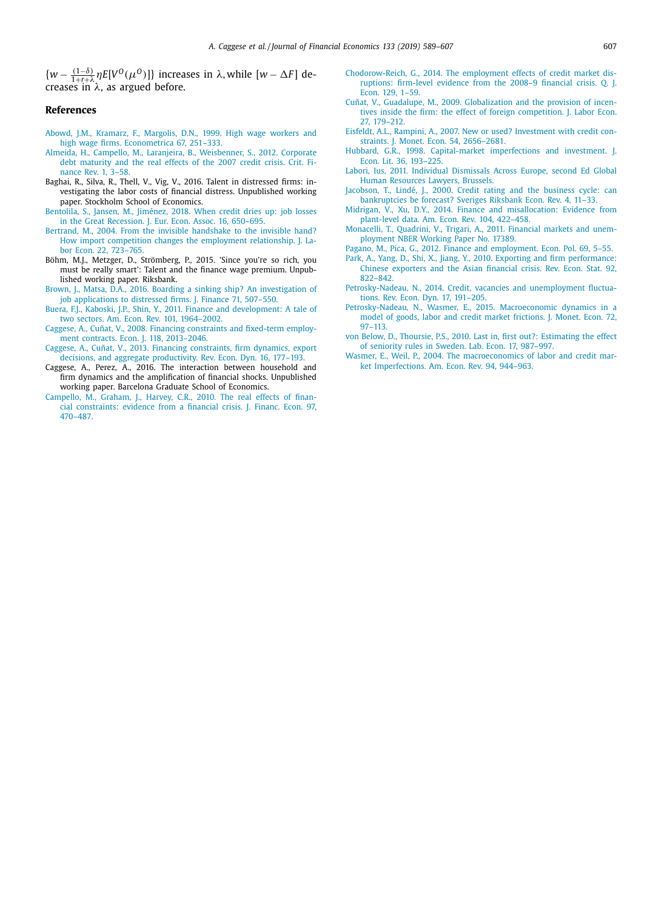$\{w - \frac{(1-\delta)}{1+r+\lambda}\eta E[V^O(\mu^O)]\}$ increases in $\lambda$, while $[w - \Delta F]$ decreases in $\lambda$, as argued before.

## References

Abowd, J.M., Kramarz, F., Margolis, D.N., 1999. High wage workers and high wage firms. Econometrica 67, 251–333.

Almeida, H., Campello, M., Laranjeira, B., Weisbenner, S., 2012. Corporate debt maturity and the real effects of the 2007 credit crisis. Crit. Finance Rev. 1, 3–58.

Baghai, R., Silva, R., Thell, V., Vig, V., 2016. Talent in distressed firms: investigating the labor costs of financial distress. Unpublished working paper. Stockholm School of Economics.

Bentolila, S., Jansen, M., Jiménez, 2018. When credit dries up: job losses in the Great Recession. J. Eur. Econ. Assoc. 16, 650–695.

Bertrand, M., 2004. From the invisible handshake to the invisible hand? How import competition changes the employment relationship. J. Labor Econ. 22, 723–765.

Böhm, M.J., Metzger, D., Strömberg, P., 2015. 'Since you're so rich, you must be really smart': Talent and the finance wage premium. Unpublished working paper. Riksbank.

Brown, J., Matsa, D.A., 2016. Boarding a sinking ship? An investigation of job applications to distressed firms. J. Finance 71, 507–550.

Buera, F.J., Kaboski, J.P., Shin, Y., 2011. Finance and development: A tale of two sectors. Am. Econ. Rev. 101, 1964–2002.

Caggese, A., Cuñat, V., 2008. Financing constraints and fixed-term employment contracts. Econ. J. 118, 2013–2046.

Caggese, A., Cuñat, V., 2013. Financing constraints, firm dynamics, export decisions, and aggregate productivity. Rev. Econ. Dyn. 16, 177–193.

Caggese, A., Perez, A., 2016. The interaction between household and firm dynamics and the amplification of financial shocks. Unpublished working paper. Barcelona Graduate School of Economics.

Campello, M., Graham, J., Harvey, C.R., 2010. The real effects of financial constraints: evidence from a financial crisis. J. Financ. Econ. 97, 470–487.

Chodorow-Reich, G., 2014. The employment effects of credit market disruptions: firm-level evidence from the 2008–9 financial crisis. Q. J. Econ. 129, 1–59.

Cuñat, V., Guadalupe, M., 2009. Globalization and the provision of incentives inside the firm: the effect of foreign competition. J. Labor Econ. 27, 179–212.

Eisfeldt, A.L., Rampini, A., 2007. New or used? Investment with credit constraints. J. Monet. Econ. 54, 2656–2681.

Hubbard, G.R., 1998. Capital-market imperfections and investment. J. Econ. Lit. 36, 193–225.

Labori, Ius, 2011. Individual Dismissals Across Europe, second Ed Global Human Resources Lawyers, Brussels.

Jacobson, T., Lindé, J., 2000. Credit rating and the business cycle: can bankruptcies be forecast? Sveriges Riksbank Econ. Rev. 4, 11–33.

Midrigan, V., Xu, D.Y., 2014. Finance and misallocation: Evidence from plant-level data. Am. Econ. Rev. 104, 422–458.

Monacelli, T., Quadrini, V., Trigari, A., 2011. Financial markets and unemployment NBER Working Paper No. 17389.

Pagano, M., Pica, G., 2012. Finance and employment. Econ. Pol. 69, 5–55.

Park, A., Yang, D., Shi, X., Jiang, Y., 2010. Exporting and firm performance: Chinese exporters and the Asian financial crisis. Rev. Econ. Stat. 92, 822–842.

Petrosky-Nadeau, N., 2014. Credit, vacancies and unemployment fluctuations. Rev. Econ. Dyn. 17, 191–205.

Petrosky-Nadeau, N., Wasmer, E., 2015. Macroeconomic dynamics in a model of goods, labor and credit market frictions. J. Monet. Econ. 72, 97–113.

von Below, D., Thoursie, P.S., 2010. Last in, first out?: Estimating the effect of seniority rules in Sweden. Lab. Econ. 17, 987–997.

Wasmer, E., Weil, P., 2004. The macroeconomics of labor and credit market Imperfections. Am. Econ. Rev. 94, 944–963.